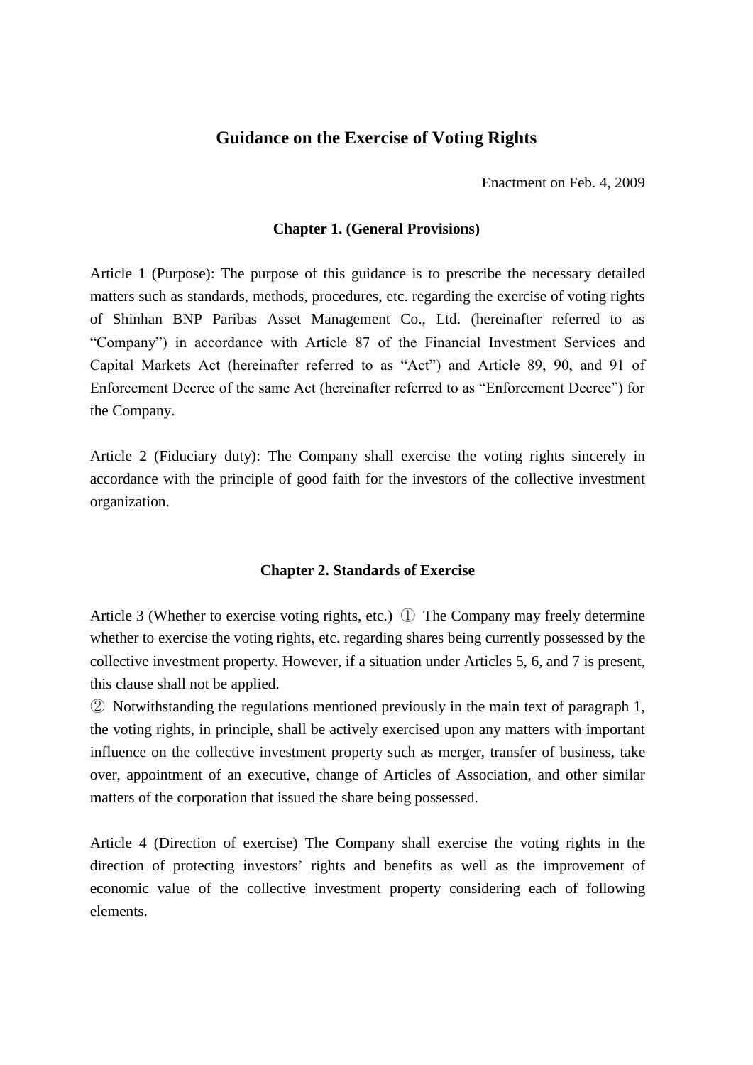# Guidance on the Exercise of Voting Rights

Enactment on Feb. 4, 2009

## Chapter 1. (General Provisions)

Article 1 (Purpose): The purpose of this guidance is to prescribe the necessary detailed matters such as standards, methods, procedures, etc. regarding the exercise of voting rights of Shinhan BNP Paribas Asset Management Co., Ltd. (hereinafter referred to as "Company") in accordance with Article 87 of the Financial Investment Services and Capital Markets Act (hereinafter referred to as "Act") and Article 89, 90, and 91 of Enforcement Decree of the same Act (hereinafter referred to as "Enforcement Decree") for the Company.

Article 2 (Fiduciary duty): The Company shall exercise the voting rights sincerely in accordance with the principle of good faith for the investors of the collective investment organization.

## Chapter 2. Standards of Exercise

Article 3 (Whether to exercise voting rights, etc.) ① The Company may freely determine whether to exercise the voting rights, etc. regarding shares being currently possessed by the collective investment property. However, if a situation under Articles 5, 6, and 7 is present, this clause shall not be applied.

② Notwithstanding the regulations mentioned previously in the main text of paragraph 1, the voting rights, in principle, shall be actively exercised upon any matters with important influence on the collective investment property such as merger, transfer of business, take over, appointment of an executive, change of Articles of Association, and other similar matters of the corporation that issued the share being possessed.

Article 4 (Direction of exercise) The Company shall exercise the voting rights in the direction of protecting investors' rights and benefits as well as the improvement of economic value of the collective investment property considering each of following elements.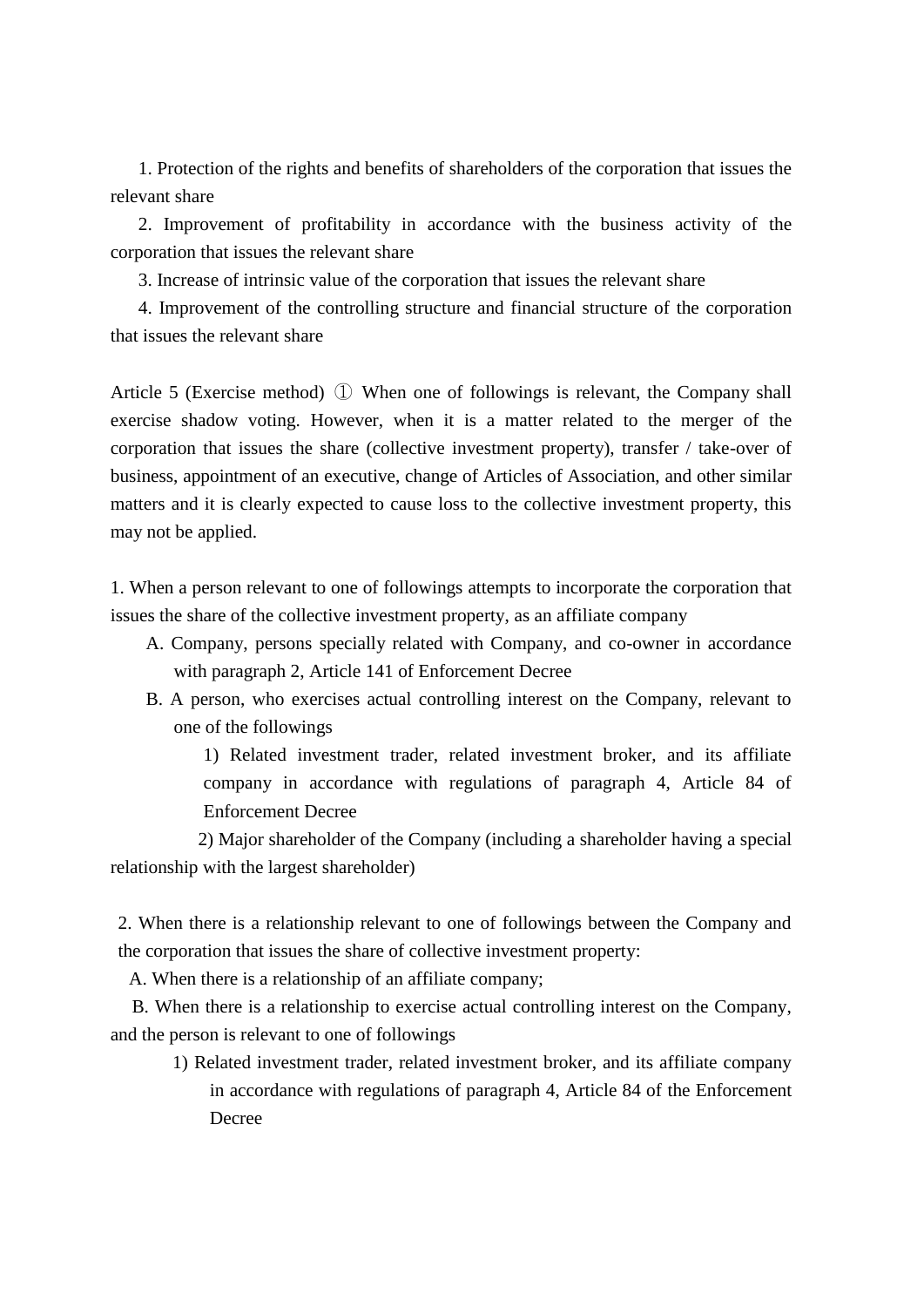1. Protection of the rights and benefits of shareholders of the corporation that issues the relevant share

2. Improvement of profitability in accordance with the business activity of the corporation that issues the relevant share

3. Increase of intrinsic value of the corporation that issues the relevant share

4. Improvement of the controlling structure and financial structure of the corporation that issues the relevant share

Article 5 (Exercise method) ① When one of followings is relevant, the Company shall exercise shadow voting. However, when it is a matter related to the merger of the corporation that issues the share (collective investment property), transfer / take-over of business, appointment of an executive, change of Articles of Association, and other similar matters and it is clearly expected to cause loss to the collective investment property, this may not be applied.

1. When a person relevant to one of followings attempts to incorporate the corporation that issues the share of the collective investment property, as an affiliate company

   A. Company, persons specially related with Company, and co-owner in accordance with paragraph 2, Article 141 of Enforcement Decree

   B. A person, who exercises actual controlling interest on the Company, relevant to one of the followings

      1) Related investment trader, related investment broker, and its affiliate company in accordance with regulations of paragraph 4, Article 84 of Enforcement Decree

      2) Major shareholder of the Company (including a shareholder having a special relationship with the largest shareholder)

2. When there is a relationship relevant to one of followings between the Company and the corporation that issues the share of collective investment property:

   A. When there is a relationship of an affiliate company;

   B. When there is a relationship to exercise actual controlling interest on the Company, and the person is relevant to one of followings

      1) Related investment trader, related investment broker, and its affiliate company in accordance with regulations of paragraph 4, Article 84 of the Enforcement Decree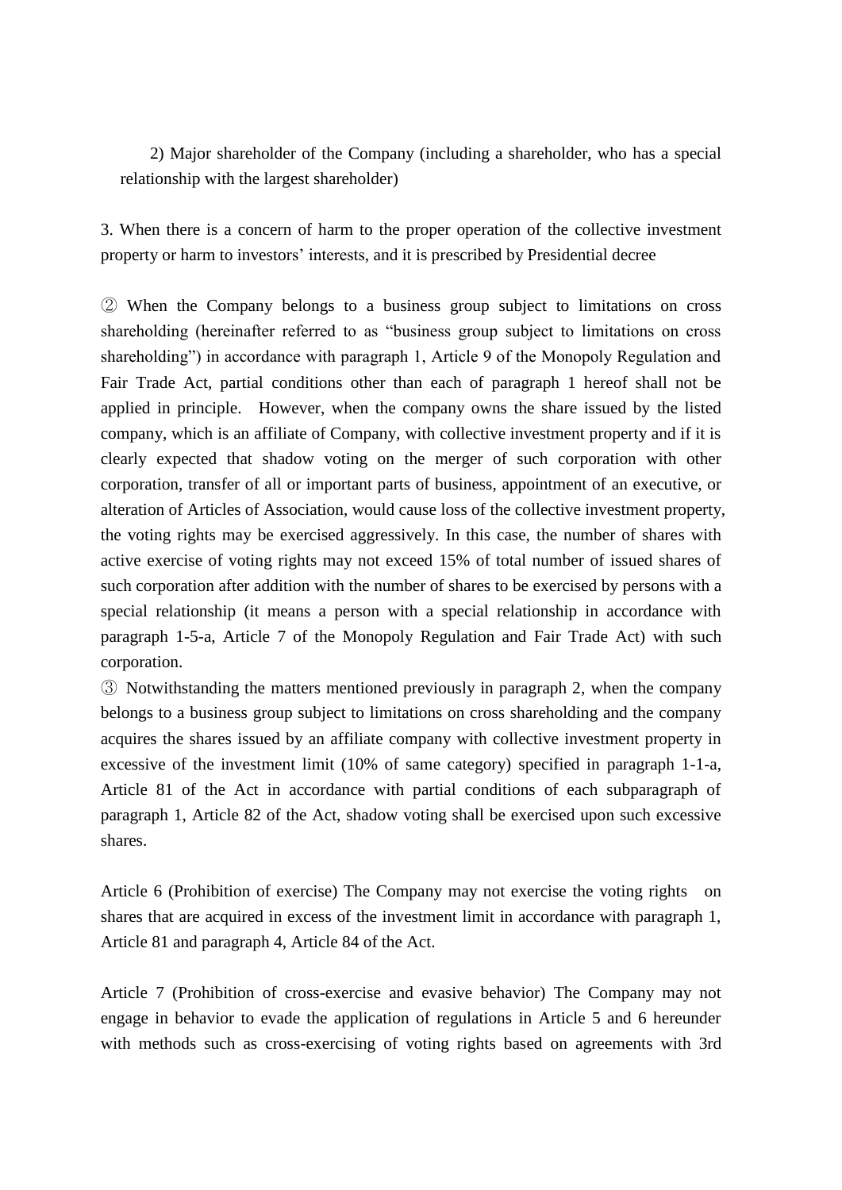2) Major shareholder of the Company (including a shareholder, who has a special relationship with the largest shareholder)

3. When there is a concern of harm to the proper operation of the collective investment property or harm to investors' interests, and it is prescribed by Presidential decree

② When the Company belongs to a business group subject to limitations on cross shareholding (hereinafter referred to as "business group subject to limitations on cross shareholding") in accordance with paragraph 1, Article 9 of the Monopoly Regulation and Fair Trade Act, partial conditions other than each of paragraph 1 hereof shall not be applied in principle. However, when the company owns the share issued by the listed company, which is an affiliate of Company, with collective investment property and if it is clearly expected that shadow voting on the merger of such corporation with other corporation, transfer of all or important parts of business, appointment of an executive, or alteration of Articles of Association, would cause loss of the collective investment property, the voting rights may be exercised aggressively. In this case, the number of shares with active exercise of voting rights may not exceed 15% of total number of issued shares of such corporation after addition with the number of shares to be exercised by persons with a special relationship (it means a person with a special relationship in accordance with paragraph 1-5-a, Article 7 of the Monopoly Regulation and Fair Trade Act) with such corporation.

③ Notwithstanding the matters mentioned previously in paragraph 2, when the company belongs to a business group subject to limitations on cross shareholding and the company acquires the shares issued by an affiliate company with collective investment property in excessive of the investment limit (10% of same category) specified in paragraph 1-1-a, Article 81 of the Act in accordance with partial conditions of each subparagraph of paragraph 1, Article 82 of the Act, shadow voting shall be exercised upon such excessive shares.

Article 6 (Prohibition of exercise) The Company may not exercise the voting rights on shares that are acquired in excess of the investment limit in accordance with paragraph 1, Article 81 and paragraph 4, Article 84 of the Act.

Article 7 (Prohibition of cross-exercise and evasive behavior) The Company may not engage in behavior to evade the application of regulations in Article 5 and 6 hereunder with methods such as cross-exercising of voting rights based on agreements with 3rd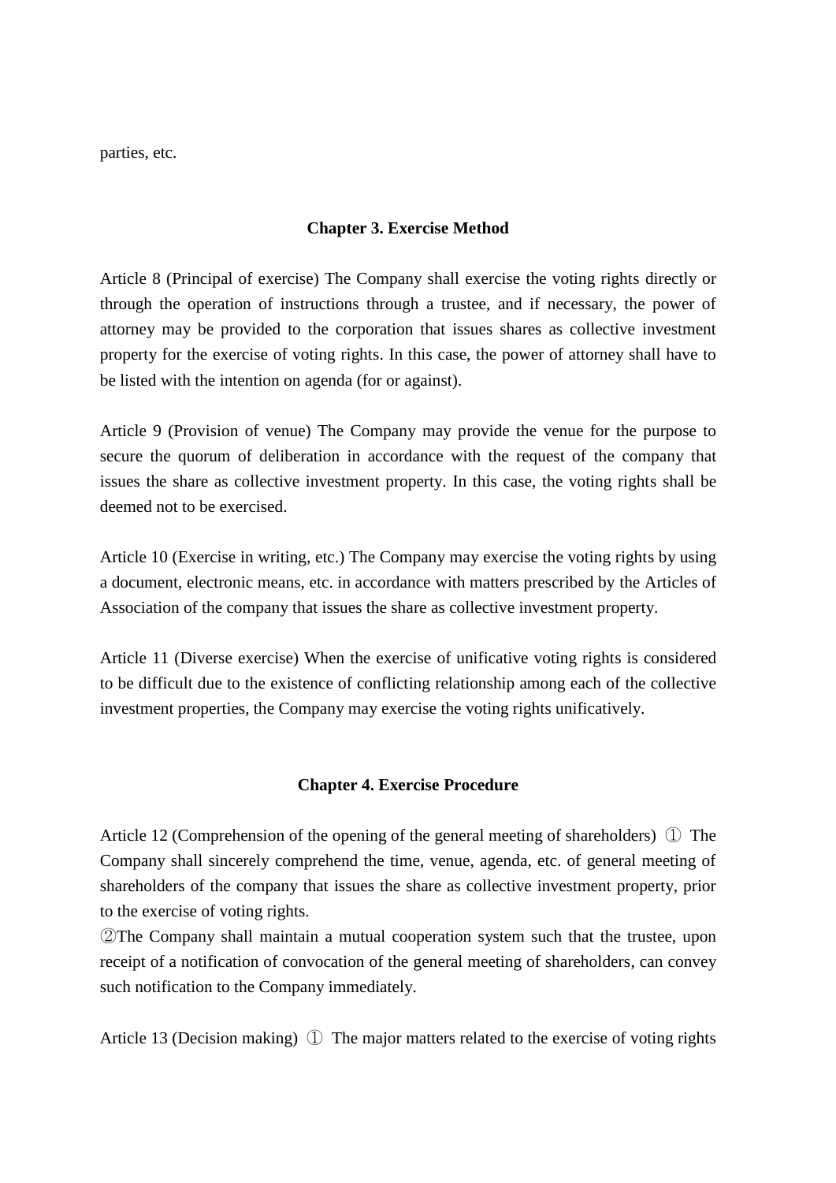parties, etc.

## Chapter 3. Exercise Method

Article 8 (Principal of exercise) The Company shall exercise the voting rights directly or through the operation of instructions through a trustee, and if necessary, the power of attorney may be provided to the corporation that issues shares as collective investment property for the exercise of voting rights. In this case, the power of attorney shall have to be listed with the intention on agenda (for or against).

Article 9 (Provision of venue) The Company may provide the venue for the purpose to secure the quorum of deliberation in accordance with the request of the company that issues the share as collective investment property. In this case, the voting rights shall be deemed not to be exercised.

Article 10 (Exercise in writing, etc.) The Company may exercise the voting rights by using a document, electronic means, etc. in accordance with matters prescribed by the Articles of Association of the company that issues the share as collective investment property.

Article 11 (Diverse exercise) When the exercise of unificative voting rights is considered to be difficult due to the existence of conflicting relationship among each of the collective investment properties, the Company may exercise the voting rights unificatively.

## Chapter 4. Exercise Procedure

Article 12 (Comprehension of the opening of the general meeting of shareholders) ① The Company shall sincerely comprehend the time, venue, agenda, etc. of general meeting of shareholders of the company that issues the share as collective investment property, prior to the exercise of voting rights.

②The Company shall maintain a mutual cooperation system such that the trustee, upon receipt of a notification of convocation of the general meeting of shareholders, can convey such notification to the Company immediately.

Article 13 (Decision making) ① The major matters related to the exercise of voting rights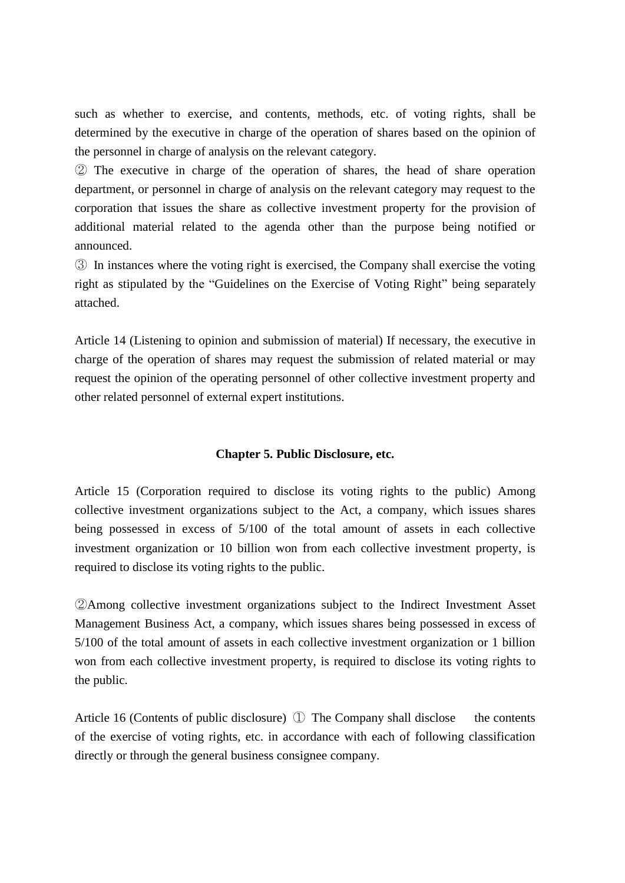such as whether to exercise, and contents, methods, etc. of voting rights, shall be determined by the executive in charge of the operation of shares based on the opinion of the personnel in charge of analysis on the relevant category.

② The executive in charge of the operation of shares, the head of share operation department, or personnel in charge of analysis on the relevant category may request to the corporation that issues the share as collective investment property for the provision of additional material related to the agenda other than the purpose being notified or announced.

③ In instances where the voting right is exercised, the Company shall exercise the voting right as stipulated by the "Guidelines on the Exercise of Voting Right" being separately attached.

Article 14 (Listening to opinion and submission of material) If necessary, the executive in charge of the operation of shares may request the submission of related material or may request the opinion of the operating personnel of other collective investment property and other related personnel of external expert institutions.

### Chapter 5. Public Disclosure, etc.

Article 15 (Corporation required to disclose its voting rights to the public) Among collective investment organizations subject to the Act, a company, which issues shares being possessed in excess of 5/100 of the total amount of assets in each collective investment organization or 10 billion won from each collective investment property, is required to disclose its voting rights to the public.

②Among collective investment organizations subject to the Indirect Investment Asset Management Business Act, a company, which issues shares being possessed in excess of 5/100 of the total amount of assets in each collective investment organization or 1 billion won from each collective investment property, is required to disclose its voting rights to the public.

Article 16 (Contents of public disclosure) ① The Company shall disclose the contents of the exercise of voting rights, etc. in accordance with each of following classification directly or through the general business consignee company.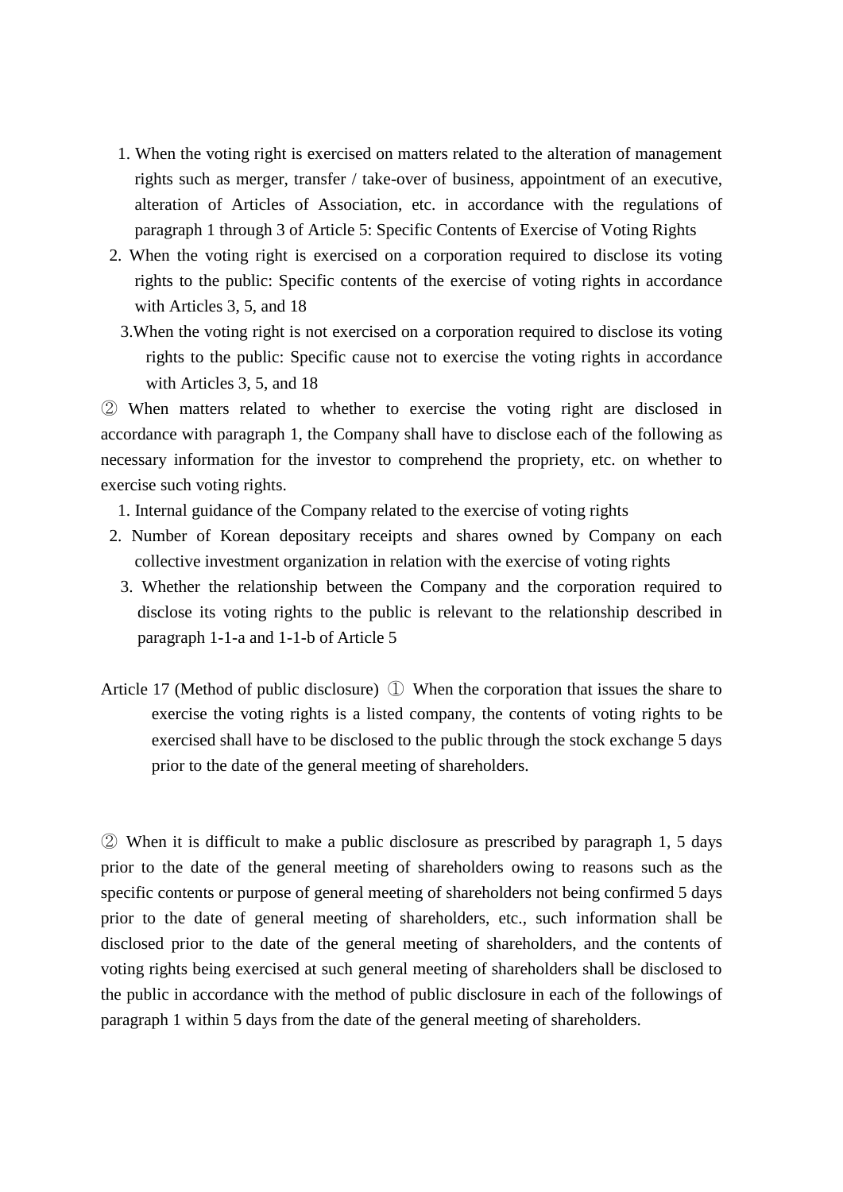1. When the voting right is exercised on matters related to the alteration of management rights such as merger, transfer / take-over of business, appointment of an executive, alteration of Articles of Association, etc. in accordance with the regulations of paragraph 1 through 3 of Article 5: Specific Contents of Exercise of Voting Rights
2. When the voting right is exercised on a corporation required to disclose its voting rights to the public: Specific contents of the exercise of voting rights in accordance with Articles 3, 5, and 18
3. When the voting right is not exercised on a corporation required to disclose its voting rights to the public: Specific cause not to exercise the voting rights in accordance with Articles 3, 5, and 18

② When matters related to whether to exercise the voting right are disclosed in accordance with paragraph 1, the Company shall have to disclose each of the following as necessary information for the investor to comprehend the propriety, etc. on whether to exercise such voting rights.

1. Internal guidance of the Company related to the exercise of voting rights
2. Number of Korean depositary receipts and shares owned by Company on each collective investment organization in relation with the exercise of voting rights
3. Whether the relationship between the Company and the corporation required to disclose its voting rights to the public is relevant to the relationship described in paragraph 1-1-a and 1-1-b of Article 5

Article 17 (Method of public disclosure) ① When the corporation that issues the share to exercise the voting rights is a listed company, the contents of voting rights to be exercised shall have to be disclosed to the public through the stock exchange 5 days prior to the date of the general meeting of shareholders.

② When it is difficult to make a public disclosure as prescribed by paragraph 1, 5 days prior to the date of the general meeting of shareholders owing to reasons such as the specific contents or purpose of general meeting of shareholders not being confirmed 5 days prior to the date of general meeting of shareholders, etc., such information shall be disclosed prior to the date of the general meeting of shareholders, and the contents of voting rights being exercised at such general meeting of shareholders shall be disclosed to the public in accordance with the method of public disclosure in each of the followings of paragraph 1 within 5 days from the date of the general meeting of shareholders.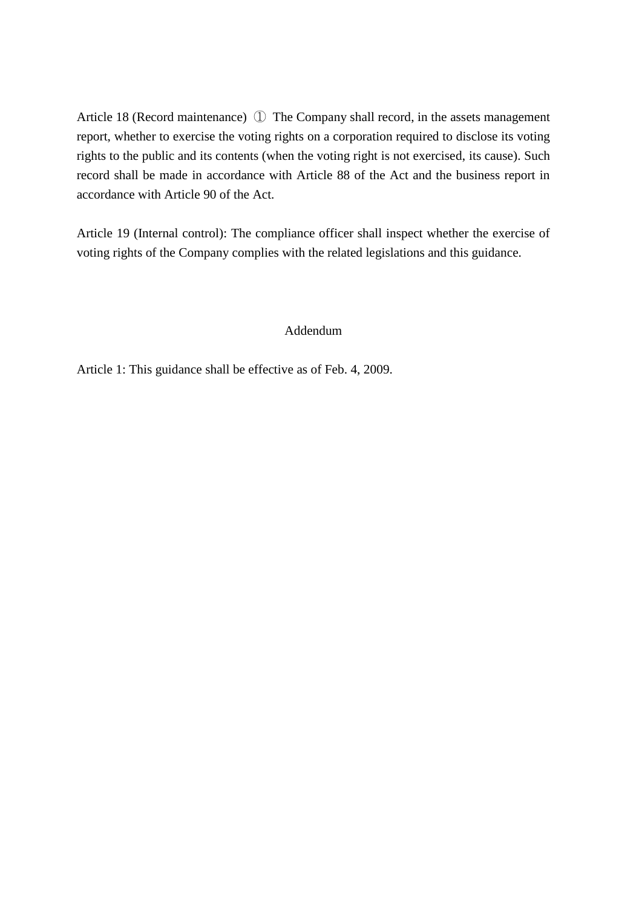Article 18 (Record maintenance) ① The Company shall record, in the assets management report, whether to exercise the voting rights on a corporation required to disclose its voting rights to the public and its contents (when the voting right is not exercised, its cause). Such record shall be made in accordance with Article 88 of the Act and the business report in accordance with Article 90 of the Act.

Article 19 (Internal control): The compliance officer shall inspect whether the exercise of voting rights of the Company complies with the related legislations and this guidance.

## Addendum

Article 1: This guidance shall be effective as of Feb. 4, 2009.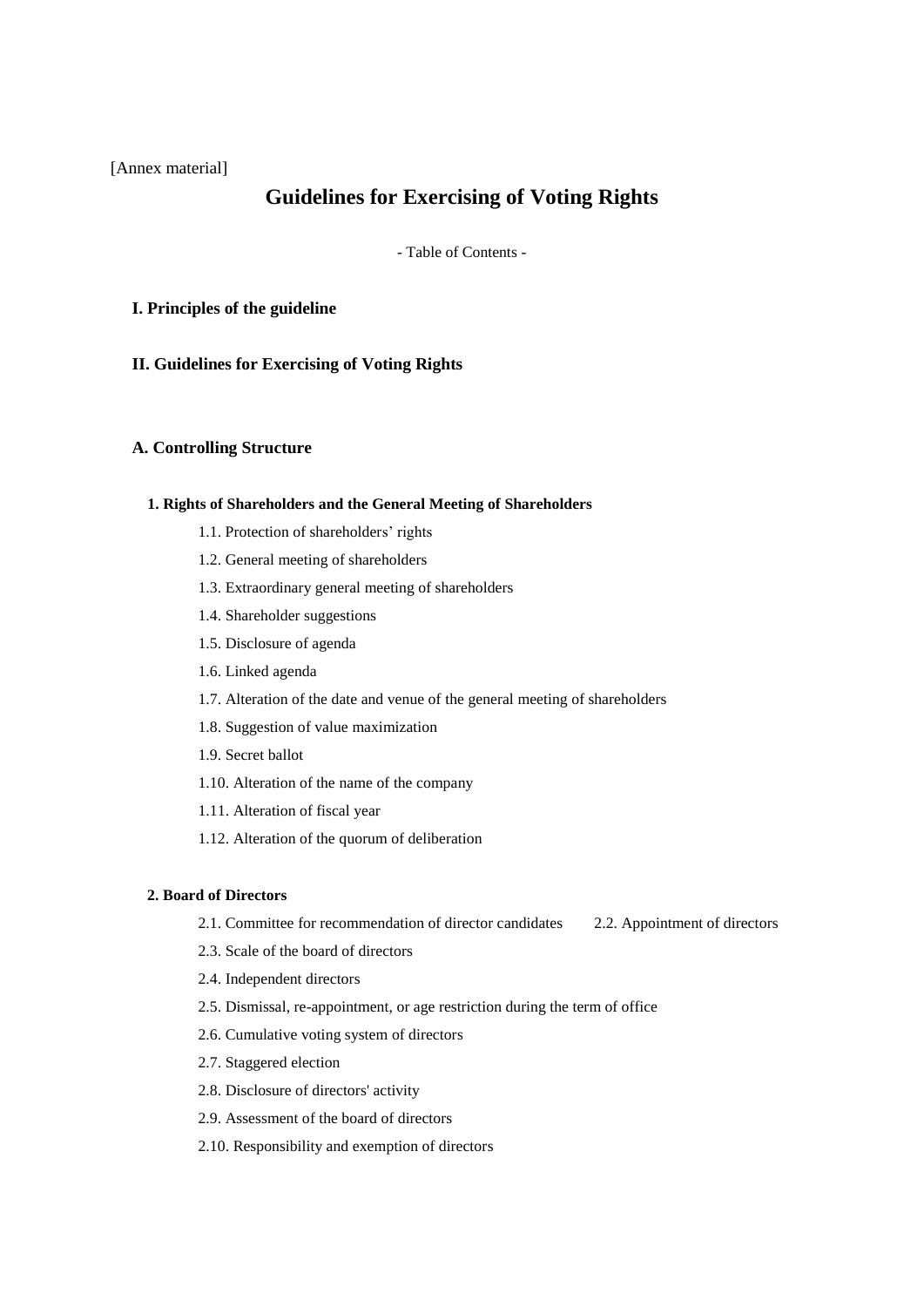[Annex material]

# Guidelines for Exercising of Voting Rights

- Table of Contents -

**I. Principles of the guideline**

**II. Guidelines for Exercising of Voting Rights**

## A. Controlling Structure

### 1. Rights of Shareholders and the General Meeting of Shareholders

1.1. Protection of shareholders' rights

1.2. General meeting of shareholders

1.3. Extraordinary general meeting of shareholders

1.4. Shareholder suggestions

1.5. Disclosure of agenda

1.6. Linked agenda

1.7. Alteration of the date and venue of the general meeting of shareholders

1.8. Suggestion of value maximization

1.9. Secret ballot

1.10. Alteration of the name of the company

1.11. Alteration of fiscal year

1.12. Alteration of the quorum of deliberation

### 2. Board of Directors

2.1. Committee for recommendation of director candidates

2.2. Appointment of directors

2.3. Scale of the board of directors

2.4. Independent directors

2.5. Dismissal, re-appointment, or age restriction during the term of office

2.6. Cumulative voting system of directors

2.7. Staggered election

2.8. Disclosure of directors' activity

2.9. Assessment of the board of directors

2.10. Responsibility and exemption of directors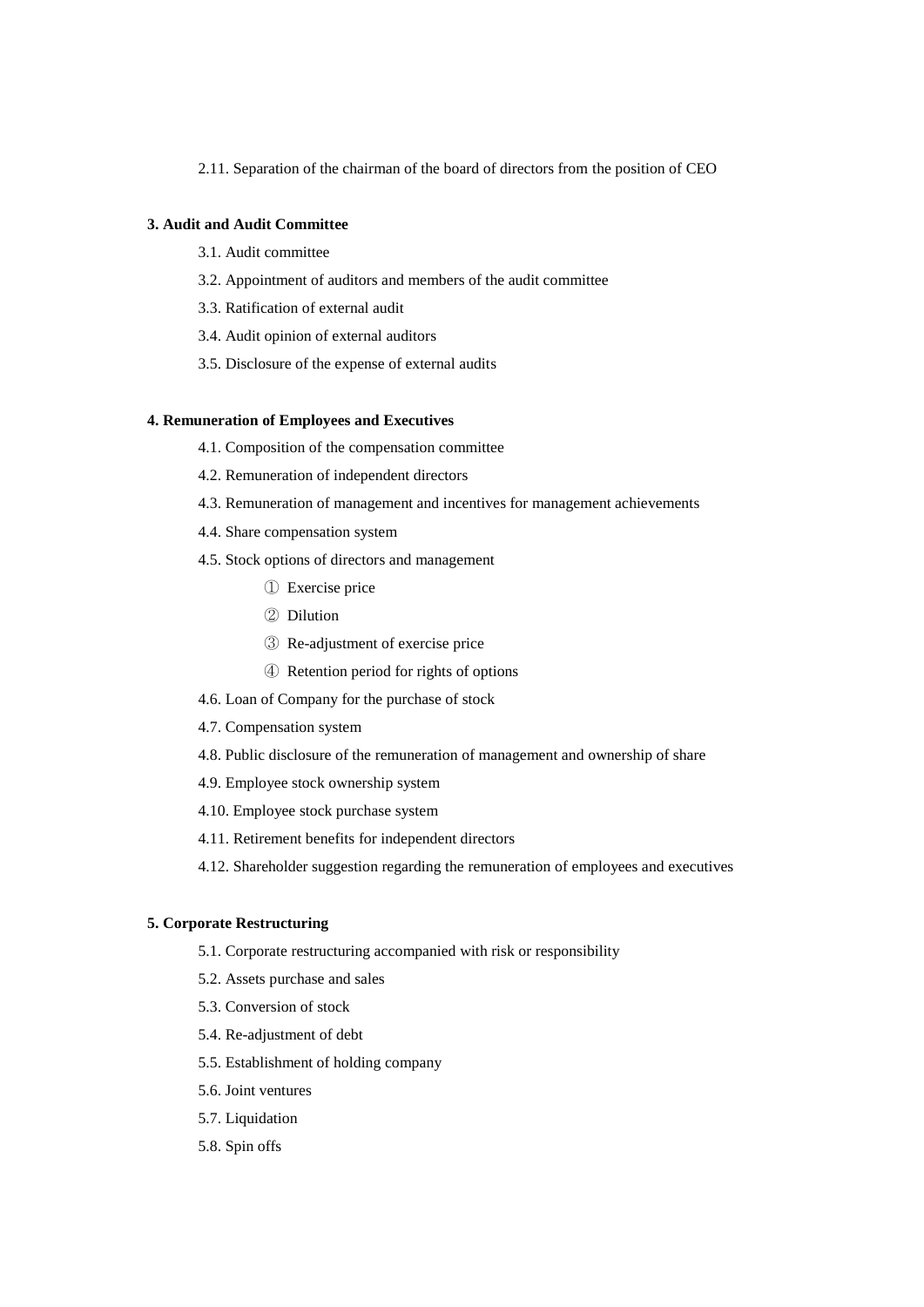2.11. Separation of the chairman of the board of directors from the position of CEO

**3. Audit and Audit Committee**

3.1. Audit committee

3.2. Appointment of auditors and members of the audit committee

3.3. Ratification of external audit

3.4. Audit opinion of external auditors

3.5. Disclosure of the expense of external audits

**4. Remuneration of Employees and Executives**

4.1. Composition of the compensation committee

4.2. Remuneration of independent directors

4.3. Remuneration of management and incentives for management achievements

4.4. Share compensation system

4.5. Stock options of directors and management

① Exercise price

② Dilution

③ Re-adjustment of exercise price

④ Retention period for rights of options

4.6. Loan of Company for the purchase of stock

4.7. Compensation system

4.8. Public disclosure of the remuneration of management and ownership of share

4.9. Employee stock ownership system

4.10. Employee stock purchase system

4.11. Retirement benefits for independent directors

4.12. Shareholder suggestion regarding the remuneration of employees and executives

**5. Corporate Restructuring**

5.1. Corporate restructuring accompanied with risk or responsibility

5.2. Assets purchase and sales

5.3. Conversion of stock

5.4. Re-adjustment of debt

5.5. Establishment of holding company

5.6. Joint ventures

5.7. Liquidation

5.8. Spin offs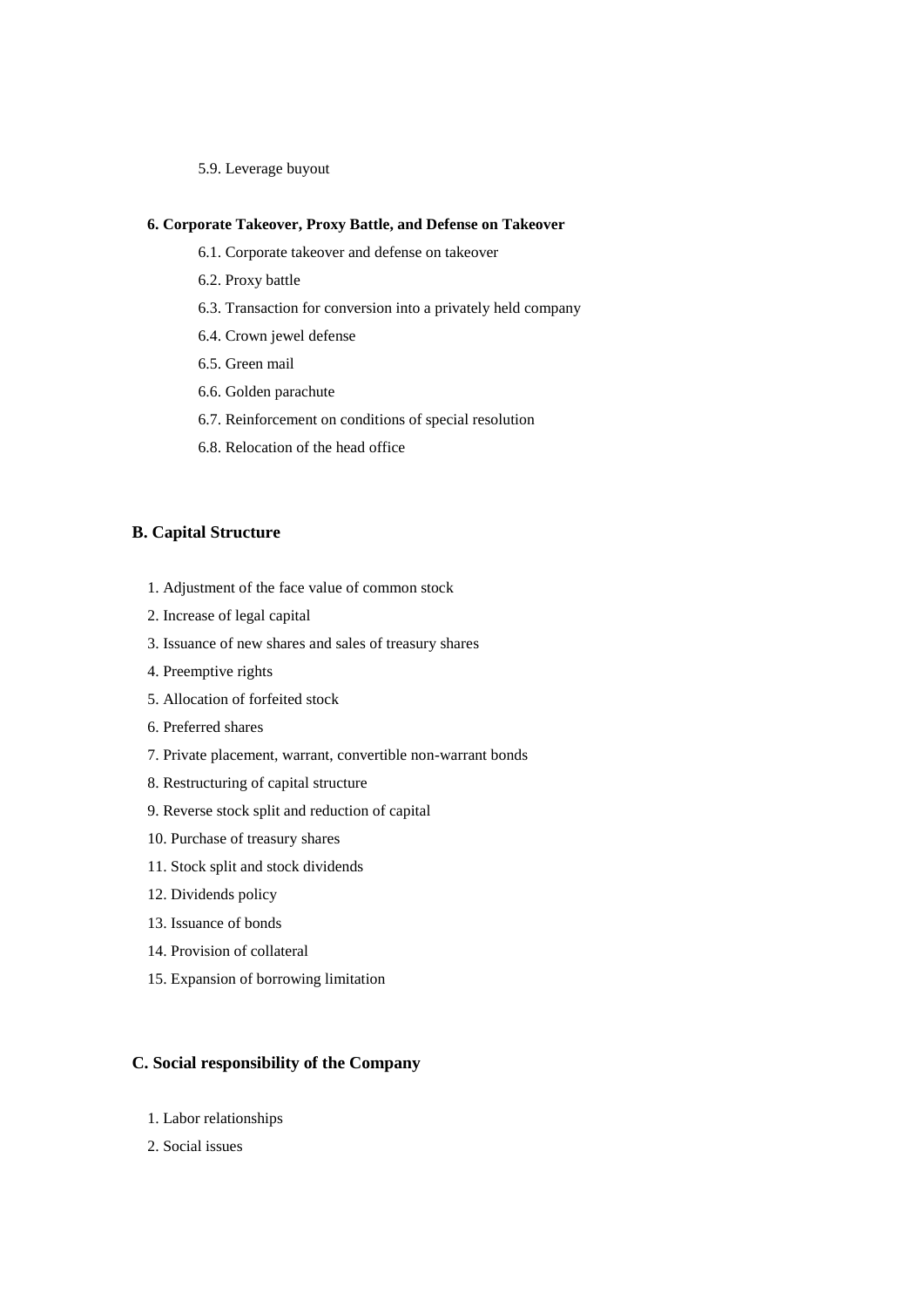5.9. Leverage buyout

**6. Corporate Takeover, Proxy Battle, and Defense on Takeover**

6.1. Corporate takeover and defense on takeover

6.2. Proxy battle

6.3. Transaction for conversion into a privately held company

6.4. Crown jewel defense

6.5. Green mail

6.6. Golden parachute

6.7. Reinforcement on conditions of special resolution

6.8. Relocation of the head office

## B. Capital Structure

1. Adjustment of the face value of common stock
2. Increase of legal capital
3. Issuance of new shares and sales of treasury shares
4. Preemptive rights
5. Allocation of forfeited stock
6. Preferred shares
7. Private placement, warrant, convertible non-warrant bonds
8. Restructuring of capital structure
9. Reverse stock split and reduction of capital
10. Purchase of treasury shares
11. Stock split and stock dividends
12. Dividends policy
13. Issuance of bonds
14. Provision of collateral
15. Expansion of borrowing limitation

## C. Social responsibility of the Company

1. Labor relationships
2. Social issues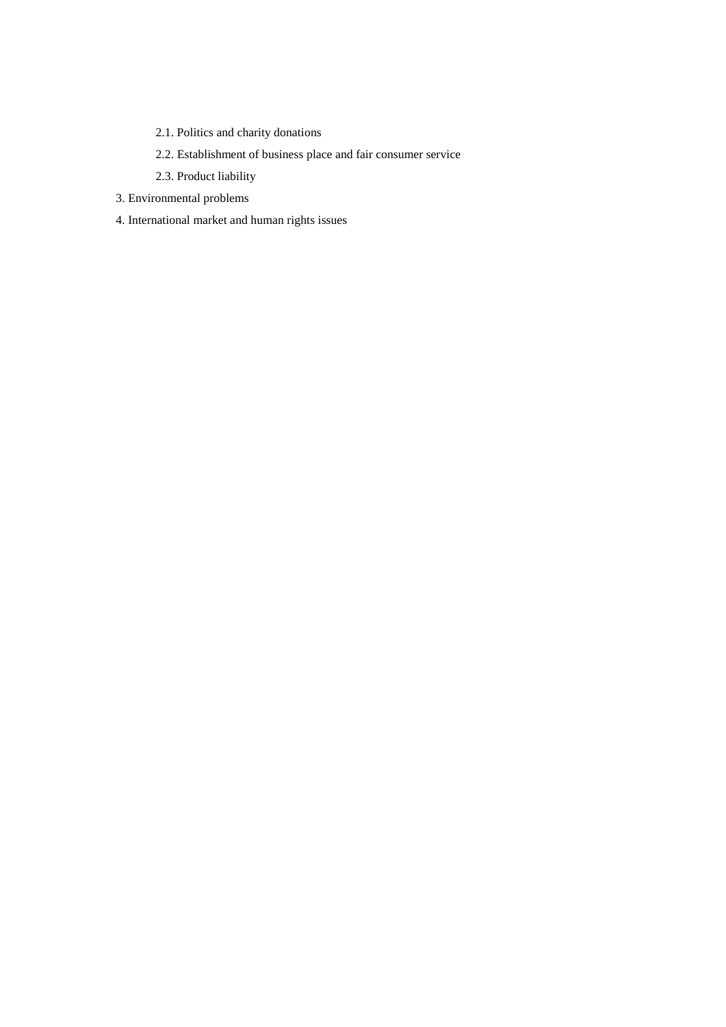2.1. Politics and charity donations

    2.2. Establishment of business place and fair consumer service

    2.3. Product liability

3. Environmental problems

4. International market and human rights issues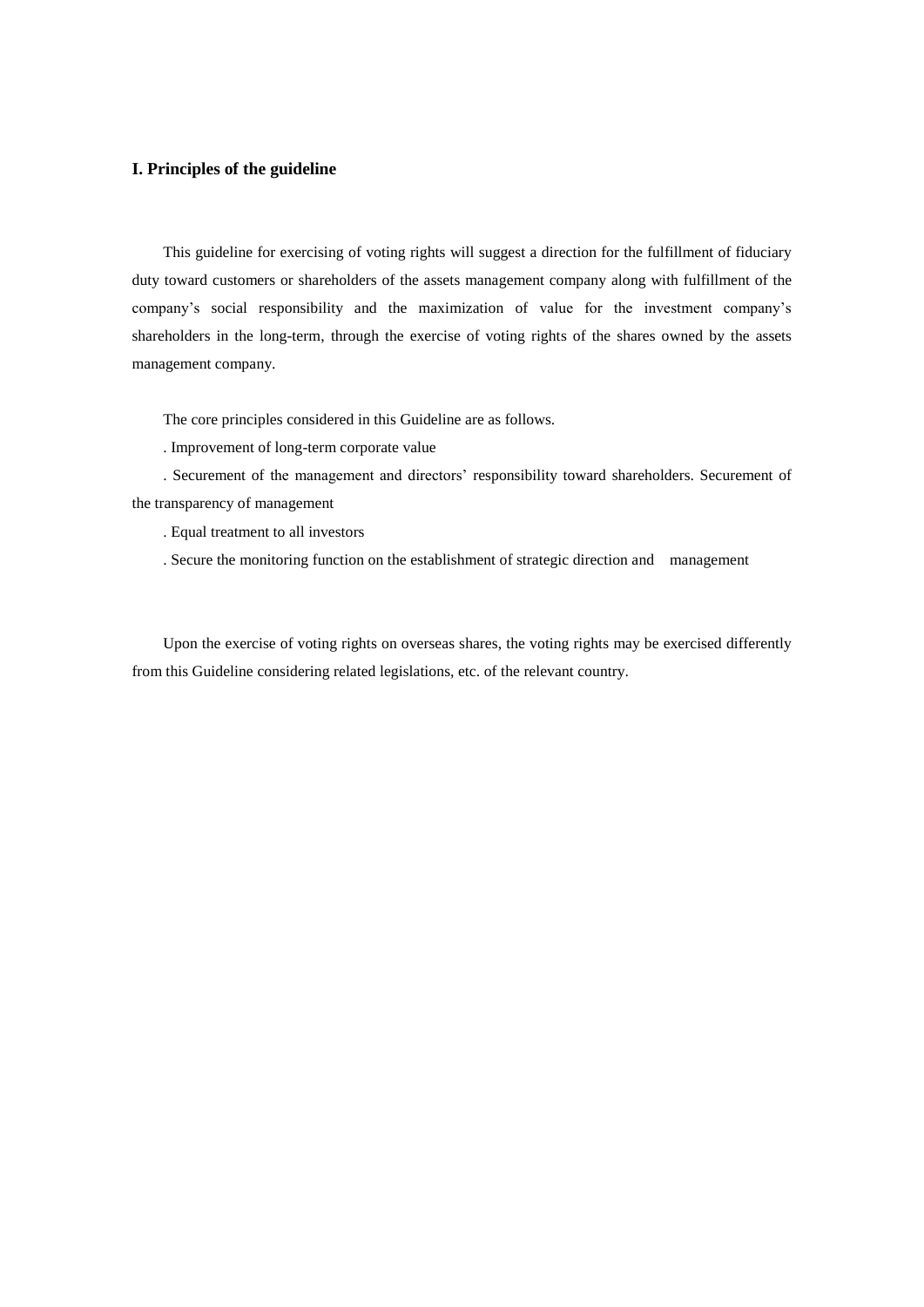## I. Principles of the guideline

This guideline for exercising of voting rights will suggest a direction for the fulfillment of fiduciary duty toward customers or shareholders of the assets management company along with fulfillment of the company's social responsibility and the maximization of value for the investment company's shareholders in the long-term, through the exercise of voting rights of the shares owned by the assets management company.

The core principles considered in this Guideline are as follows.

. Improvement of long-term corporate value

. Securement of the management and directors' responsibility toward shareholders. Securement of the transparency of management

. Equal treatment to all investors

. Secure the monitoring function on the establishment of strategic direction and management

Upon the exercise of voting rights on overseas shares, the voting rights may be exercised differently from this Guideline considering related legislations, etc. of the relevant country.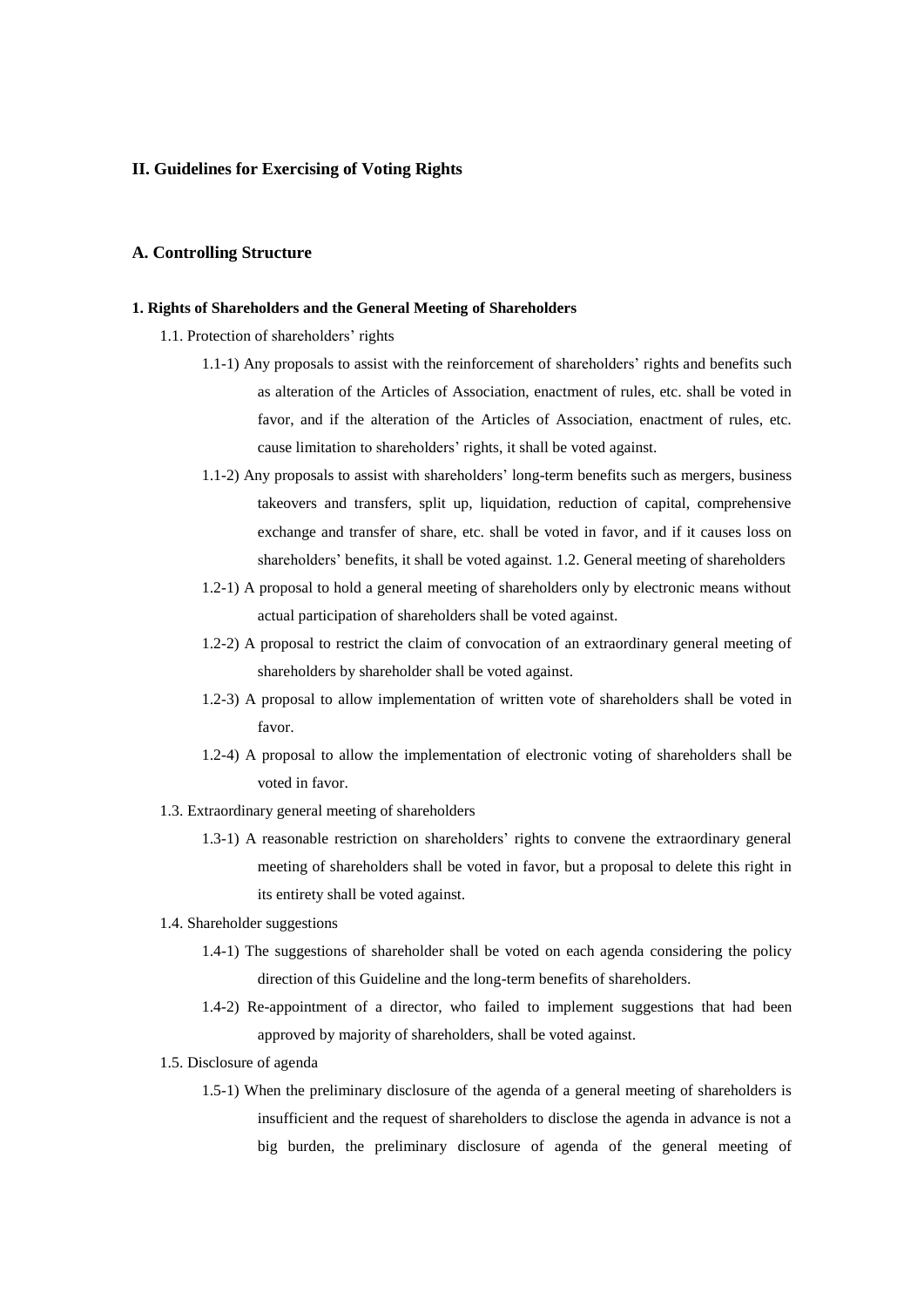## II. Guidelines for Exercising of Voting Rights

### A. Controlling Structure

#### 1. Rights of Shareholders and the General Meeting of Shareholders

1.1. Protection of shareholders' rights

1.1-1) Any proposals to assist with the reinforcement of shareholders' rights and benefits such as alteration of the Articles of Association, enactment of rules, etc. shall be voted in favor, and if the alteration of the Articles of Association, enactment of rules, etc. cause limitation to shareholders' rights, it shall be voted against.

1.1-2) Any proposals to assist with shareholders' long-term benefits such as mergers, business takeovers and transfers, split up, liquidation, reduction of capital, comprehensive exchange and transfer of share, etc. shall be voted in favor, and if it causes loss on shareholders' benefits, it shall be voted against. 1.2. General meeting of shareholders

1.2-1) A proposal to hold a general meeting of shareholders only by electronic means without actual participation of shareholders shall be voted against.

1.2-2) A proposal to restrict the claim of convocation of an extraordinary general meeting of shareholders by shareholder shall be voted against.

1.2-3) A proposal to allow implementation of written vote of shareholders shall be voted in favor.

1.2-4) A proposal to allow the implementation of electronic voting of shareholders shall be voted in favor.

1.3. Extraordinary general meeting of shareholders

1.3-1) A reasonable restriction on shareholders' rights to convene the extraordinary general meeting of shareholders shall be voted in favor, but a proposal to delete this right in its entirety shall be voted against.

1.4. Shareholder suggestions

1.4-1) The suggestions of shareholder shall be voted on each agenda considering the policy direction of this Guideline and the long-term benefits of shareholders.

1.4-2) Re-appointment of a director, who failed to implement suggestions that had been approved by majority of shareholders, shall be voted against.

1.5. Disclosure of agenda

1.5-1) When the preliminary disclosure of the agenda of a general meeting of shareholders is insufficient and the request of shareholders to disclose the agenda in advance is not a big burden, the preliminary disclosure of agenda of the general meeting of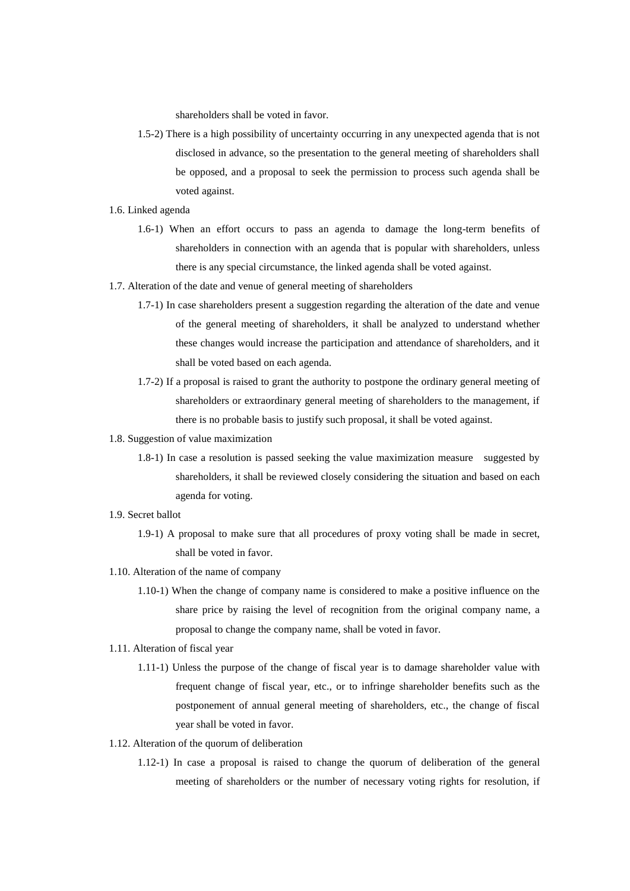shareholders shall be voted in favor.

1.5-2) There is a high possibility of uncertainty occurring in any unexpected agenda that is not disclosed in advance, so the presentation to the general meeting of shareholders shall be opposed, and a proposal to seek the permission to process such agenda shall be voted against.

1.6. Linked agenda

1.6-1) When an effort occurs to pass an agenda to damage the long-term benefits of shareholders in connection with an agenda that is popular with shareholders, unless there is any special circumstance, the linked agenda shall be voted against.

1.7. Alteration of the date and venue of general meeting of shareholders

1.7-1) In case shareholders present a suggestion regarding the alteration of the date and venue of the general meeting of shareholders, it shall be analyzed to understand whether these changes would increase the participation and attendance of shareholders, and it shall be voted based on each agenda.

1.7-2) If a proposal is raised to grant the authority to postpone the ordinary general meeting of shareholders or extraordinary general meeting of shareholders to the management, if there is no probable basis to justify such proposal, it shall be voted against.

1.8. Suggestion of value maximization

1.8-1) In case a resolution is passed seeking the value maximization measure suggested by shareholders, it shall be reviewed closely considering the situation and based on each agenda for voting.

1.9. Secret ballot

1.9-1) A proposal to make sure that all procedures of proxy voting shall be made in secret, shall be voted in favor.

1.10. Alteration of the name of company

1.10-1) When the change of company name is considered to make a positive influence on the share price by raising the level of recognition from the original company name, a proposal to change the company name, shall be voted in favor.

1.11. Alteration of fiscal year

1.11-1) Unless the purpose of the change of fiscal year is to damage shareholder value with frequent change of fiscal year, etc., or to infringe shareholder benefits such as the postponement of annual general meeting of shareholders, etc., the change of fiscal year shall be voted in favor.

1.12. Alteration of the quorum of deliberation

1.12-1) In case a proposal is raised to change the quorum of deliberation of the general meeting of shareholders or the number of necessary voting rights for resolution, if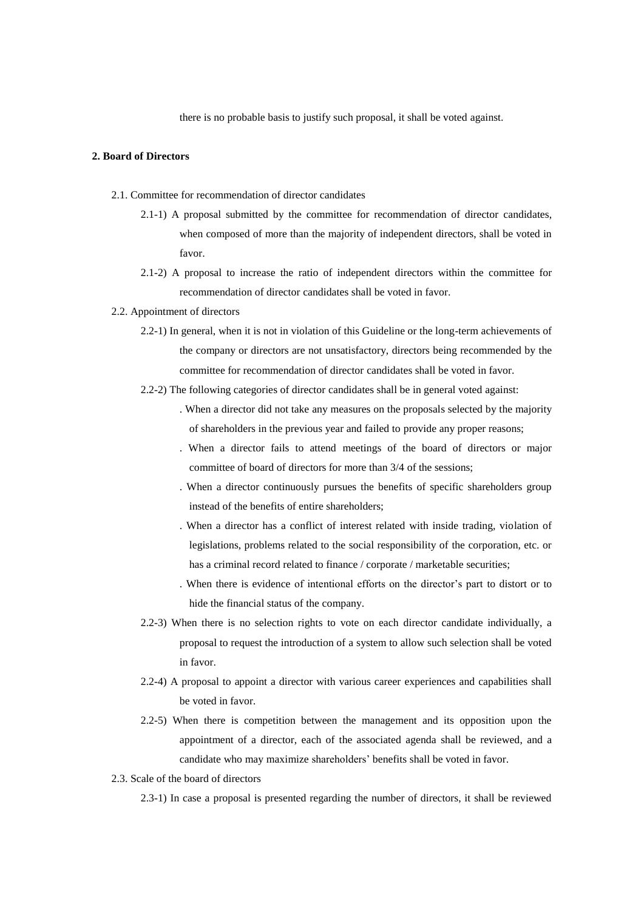there is no probable basis to justify such proposal, it shall be voted against.

**2. Board of Directors**

2.1. Committee for recommendation of director candidates

2.1-1) A proposal submitted by the committee for recommendation of director candidates, when composed of more than the majority of independent directors, shall be voted in favor.

2.1-2) A proposal to increase the ratio of independent directors within the committee for recommendation of director candidates shall be voted in favor.

2.2. Appointment of directors

2.2-1) In general, when it is not in violation of this Guideline or the long-term achievements of the company or directors are not unsatisfactory, directors being recommended by the committee for recommendation of director candidates shall be voted in favor.

2.2-2) The following categories of director candidates shall be in general voted against:

. When a director did not take any measures on the proposals selected by the majority of shareholders in the previous year and failed to provide any proper reasons;

. When a director fails to attend meetings of the board of directors or major committee of board of directors for more than 3/4 of the sessions;

. When a director continuously pursues the benefits of specific shareholders group instead of the benefits of entire shareholders;

. When a director has a conflict of interest related with inside trading, violation of legislations, problems related to the social responsibility of the corporation, etc. or has a criminal record related to finance / corporate / marketable securities;

. When there is evidence of intentional efforts on the director's part to distort or to hide the financial status of the company.

2.2-3) When there is no selection rights to vote on each director candidate individually, a proposal to request the introduction of a system to allow such selection shall be voted in favor.

2.2-4) A proposal to appoint a director with various career experiences and capabilities shall be voted in favor.

2.2-5) When there is competition between the management and its opposition upon the appointment of a director, each of the associated agenda shall be reviewed, and a candidate who may maximize shareholders' benefits shall be voted in favor.

2.3. Scale of the board of directors

2.3-1) In case a proposal is presented regarding the number of directors, it shall be reviewed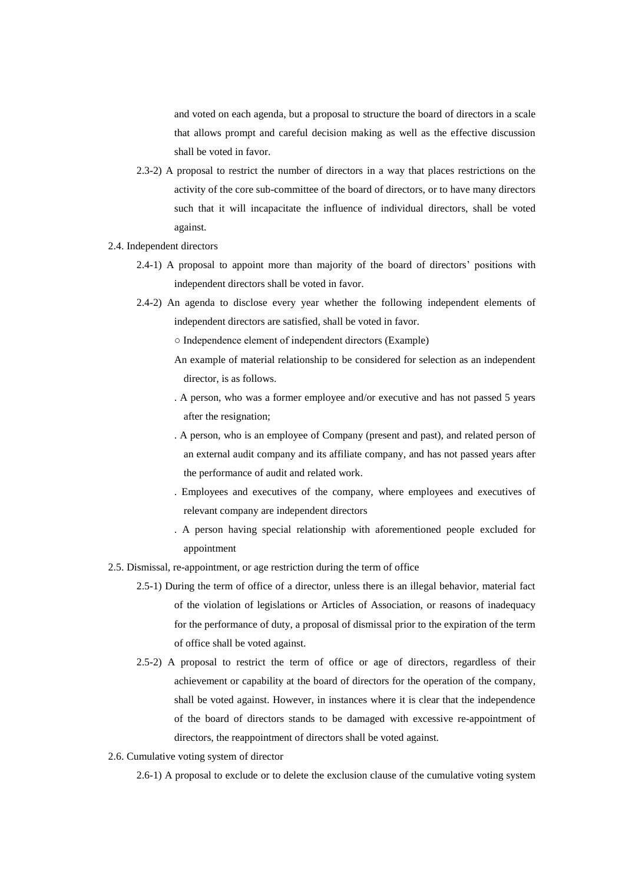and voted on each agenda, but a proposal to structure the board of directors in a scale that allows prompt and careful decision making as well as the effective discussion shall be voted in favor.

2.3-2) A proposal to restrict the number of directors in a way that places restrictions on the activity of the core sub-committee of the board of directors, or to have many directors such that it will incapacitate the influence of individual directors, shall be voted against.

2.4. Independent directors

2.4-1) A proposal to appoint more than majority of the board of directors' positions with independent directors shall be voted in favor.

2.4-2) An agenda to disclose every year whether the following independent elements of independent directors are satisfied, shall be voted in favor.

○ Independence element of independent directors (Example)

An example of material relationship to be considered for selection as an independent director, is as follows.

. A person, who was a former employee and/or executive and has not passed 5 years after the resignation;

. A person, who is an employee of Company (present and past), and related person of an external audit company and its affiliate company, and has not passed years after the performance of audit and related work.

. Employees and executives of the company, where employees and executives of relevant company are independent directors

. A person having special relationship with aforementioned people excluded for appointment

2.5. Dismissal, re-appointment, or age restriction during the term of office

2.5-1) During the term of office of a director, unless there is an illegal behavior, material fact of the violation of legislations or Articles of Association, or reasons of inadequacy for the performance of duty, a proposal of dismissal prior to the expiration of the term of office shall be voted against.

2.5-2) A proposal to restrict the term of office or age of directors, regardless of their achievement or capability at the board of directors for the operation of the company, shall be voted against. However, in instances where it is clear that the independence of the board of directors stands to be damaged with excessive re-appointment of directors, the reappointment of directors shall be voted against.

2.6. Cumulative voting system of director

2.6-1) A proposal to exclude or to delete the exclusion clause of the cumulative voting system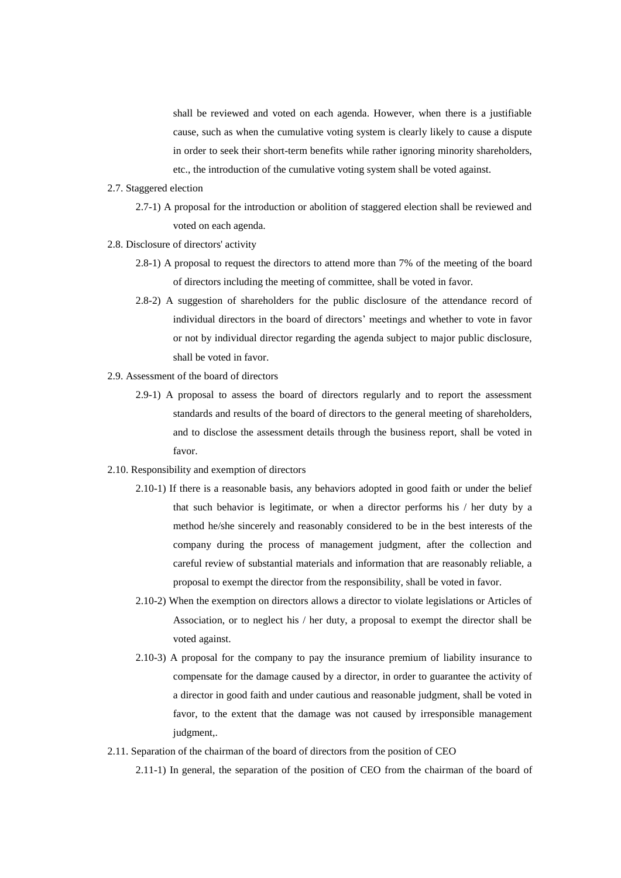shall be reviewed and voted on each agenda. However, when there is a justifiable cause, such as when the cumulative voting system is clearly likely to cause a dispute in order to seek their short-term benefits while rather ignoring minority shareholders, etc., the introduction of the cumulative voting system shall be voted against.

2.7. Staggered election

2.7-1) A proposal for the introduction or abolition of staggered election shall be reviewed and voted on each agenda.

2.8. Disclosure of directors' activity

2.8-1) A proposal to request the directors to attend more than 7% of the meeting of the board of directors including the meeting of committee, shall be voted in favor.

2.8-2) A suggestion of shareholders for the public disclosure of the attendance record of individual directors in the board of directors' meetings and whether to vote in favor or not by individual director regarding the agenda subject to major public disclosure, shall be voted in favor.

2.9. Assessment of the board of directors

2.9-1) A proposal to assess the board of directors regularly and to report the assessment standards and results of the board of directors to the general meeting of shareholders, and to disclose the assessment details through the business report, shall be voted in favor.

2.10. Responsibility and exemption of directors

2.10-1) If there is a reasonable basis, any behaviors adopted in good faith or under the belief that such behavior is legitimate, or when a director performs his / her duty by a method he/she sincerely and reasonably considered to be in the best interests of the company during the process of management judgment, after the collection and careful review of substantial materials and information that are reasonably reliable, a proposal to exempt the director from the responsibility, shall be voted in favor.

2.10-2) When the exemption on directors allows a director to violate legislations or Articles of Association, or to neglect his / her duty, a proposal to exempt the director shall be voted against.

2.10-3) A proposal for the company to pay the insurance premium of liability insurance to compensate for the damage caused by a director, in order to guarantee the activity of a director in good faith and under cautious and reasonable judgment, shall be voted in favor, to the extent that the damage was not caused by irresponsible management judgment,.

2.11. Separation of the chairman of the board of directors from the position of CEO

2.11-1) In general, the separation of the position of CEO from the chairman of the board of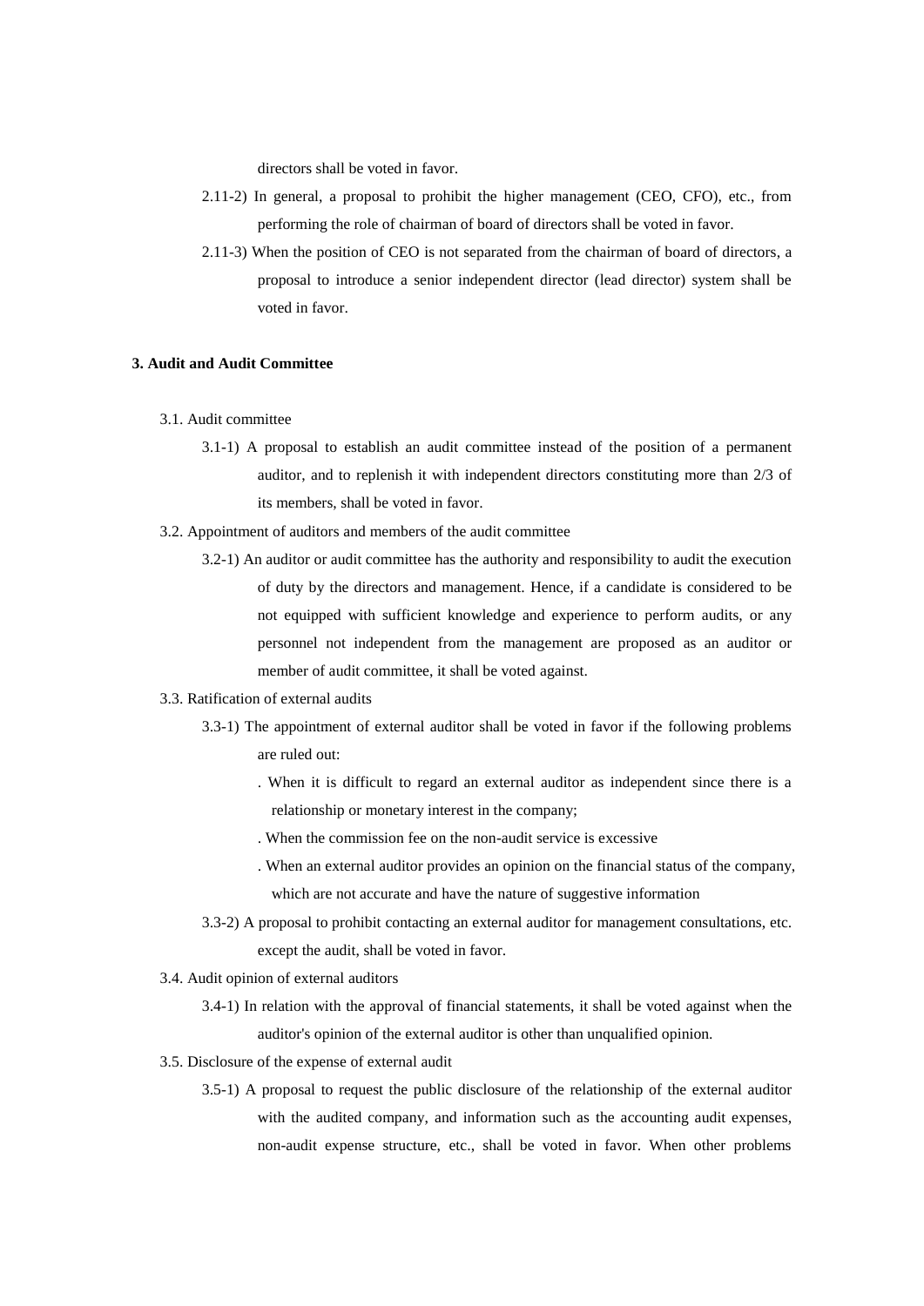directors shall be voted in favor.

2.11-2) In general, a proposal to prohibit the higher management (CEO, CFO), etc., from performing the role of chairman of board of directors shall be voted in favor.

2.11-3) When the position of CEO is not separated from the chairman of board of directors, a proposal to introduce a senior independent director (lead director) system shall be voted in favor.

**3. Audit and Audit Committee**

3.1. Audit committee

3.1-1) A proposal to establish an audit committee instead of the position of a permanent auditor, and to replenish it with independent directors constituting more than 2/3 of its members, shall be voted in favor.

3.2. Appointment of auditors and members of the audit committee

3.2-1) An auditor or audit committee has the authority and responsibility to audit the execution of duty by the directors and management. Hence, if a candidate is considered to be not equipped with sufficient knowledge and experience to perform audits, or any personnel not independent from the management are proposed as an auditor or member of audit committee, it shall be voted against.

3.3. Ratification of external audits

3.3-1) The appointment of external auditor shall be voted in favor if the following problems are ruled out:

. When it is difficult to regard an external auditor as independent since there is a relationship or monetary interest in the company;

. When the commission fee on the non-audit service is excessive

. When an external auditor provides an opinion on the financial status of the company, which are not accurate and have the nature of suggestive information

3.3-2) A proposal to prohibit contacting an external auditor for management consultations, etc. except the audit, shall be voted in favor.

3.4. Audit opinion of external auditors

3.4-1) In relation with the approval of financial statements, it shall be voted against when the auditor's opinion of the external auditor is other than unqualified opinion.

3.5. Disclosure of the expense of external audit

3.5-1) A proposal to request the public disclosure of the relationship of the external auditor with the audited company, and information such as the accounting audit expenses, non-audit expense structure, etc., shall be voted in favor. When other problems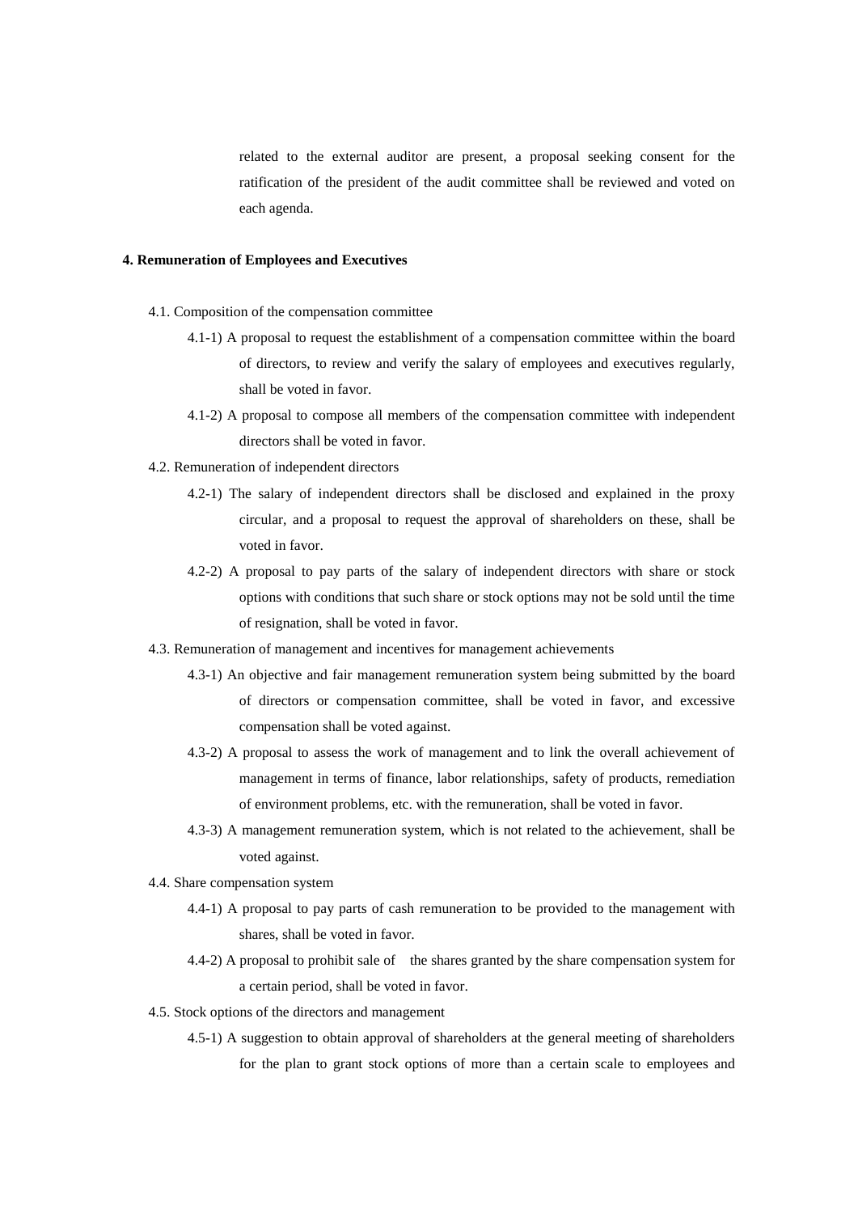related to the external auditor are present, a proposal seeking consent for the ratification of the president of the audit committee shall be reviewed and voted on each agenda.

## 4. Remuneration of Employees and Executives

4.1. Composition of the compensation committee

4.1-1) A proposal to request the establishment of a compensation committee within the board of directors, to review and verify the salary of employees and executives regularly, shall be voted in favor.

4.1-2) A proposal to compose all members of the compensation committee with independent directors shall be voted in favor.

4.2. Remuneration of independent directors

4.2-1) The salary of independent directors shall be disclosed and explained in the proxy circular, and a proposal to request the approval of shareholders on these, shall be voted in favor.

4.2-2) A proposal to pay parts of the salary of independent directors with share or stock options with conditions that such share or stock options may not be sold until the time of resignation, shall be voted in favor.

4.3. Remuneration of management and incentives for management achievements

4.3-1) An objective and fair management remuneration system being submitted by the board of directors or compensation committee, shall be voted in favor, and excessive compensation shall be voted against.

4.3-2) A proposal to assess the work of management and to link the overall achievement of management in terms of finance, labor relationships, safety of products, remediation of environment problems, etc. with the remuneration, shall be voted in favor.

4.3-3) A management remuneration system, which is not related to the achievement, shall be voted against.

4.4. Share compensation system

4.4-1) A proposal to pay parts of cash remuneration to be provided to the management with shares, shall be voted in favor.

4.4-2) A proposal to prohibit sale of the shares granted by the share compensation system for a certain period, shall be voted in favor.

4.5. Stock options of the directors and management

4.5-1) A suggestion to obtain approval of shareholders at the general meeting of shareholders for the plan to grant stock options of more than a certain scale to employees and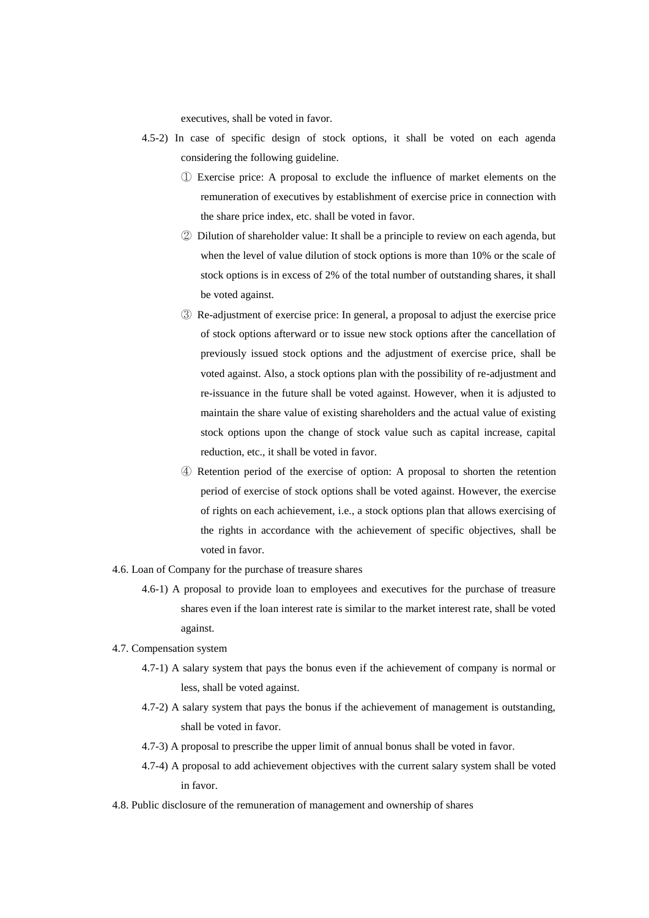executives, shall be voted in favor.

4.5-2) In case of specific design of stock options, it shall be voted on each agenda considering the following guideline.

① Exercise price: A proposal to exclude the influence of market elements on the remuneration of executives by establishment of exercise price in connection with the share price index, etc. shall be voted in favor.

② Dilution of shareholder value: It shall be a principle to review on each agenda, but when the level of value dilution of stock options is more than 10% or the scale of stock options is in excess of 2% of the total number of outstanding shares, it shall be voted against.

③ Re-adjustment of exercise price: In general, a proposal to adjust the exercise price of stock options afterward or to issue new stock options after the cancellation of previously issued stock options and the adjustment of exercise price, shall be voted against. Also, a stock options plan with the possibility of re-adjustment and re-issuance in the future shall be voted against. However, when it is adjusted to maintain the share value of existing shareholders and the actual value of existing stock options upon the change of stock value such as capital increase, capital reduction, etc., it shall be voted in favor.

④ Retention period of the exercise of option: A proposal to shorten the retention period of exercise of stock options shall be voted against. However, the exercise of rights on each achievement, i.e., a stock options plan that allows exercising of the rights in accordance with the achievement of specific objectives, shall be voted in favor.

4.6. Loan of Company for the purchase of treasure shares

4.6-1) A proposal to provide loan to employees and executives for the purchase of treasure shares even if the loan interest rate is similar to the market interest rate, shall be voted against.

4.7. Compensation system

4.7-1) A salary system that pays the bonus even if the achievement of company is normal or less, shall be voted against.

4.7-2) A salary system that pays the bonus if the achievement of management is outstanding, shall be voted in favor.

4.7-3) A proposal to prescribe the upper limit of annual bonus shall be voted in favor.

4.7-4) A proposal to add achievement objectives with the current salary system shall be voted in favor.

4.8. Public disclosure of the remuneration of management and ownership of shares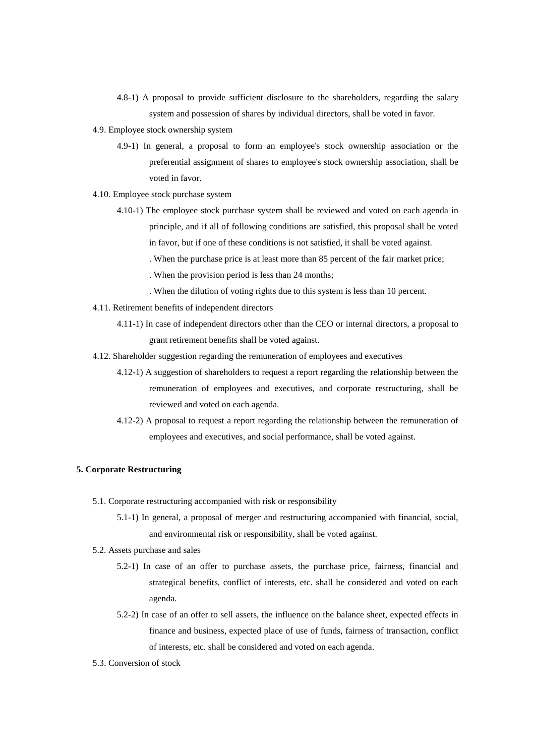4.8-1) A proposal to provide sufficient disclosure to the shareholders, regarding the salary system and possession of shares by individual directors, shall be voted in favor.

4.9. Employee stock ownership system

4.9-1) In general, a proposal to form an employee's stock ownership association or the preferential assignment of shares to employee's stock ownership association, shall be voted in favor.

4.10. Employee stock purchase system

4.10-1) The employee stock purchase system shall be reviewed and voted on each agenda in principle, and if all of following conditions are satisfied, this proposal shall be voted in favor, but if one of these conditions is not satisfied, it shall be voted against.

. When the purchase price is at least more than 85 percent of the fair market price;

. When the provision period is less than 24 months;

. When the dilution of voting rights due to this system is less than 10 percent.

4.11. Retirement benefits of independent directors

4.11-1) In case of independent directors other than the CEO or internal directors, a proposal to grant retirement benefits shall be voted against.

4.12. Shareholder suggestion regarding the remuneration of employees and executives

4.12-1) A suggestion of shareholders to request a report regarding the relationship between the remuneration of employees and executives, and corporate restructuring, shall be reviewed and voted on each agenda.

4.12-2) A proposal to request a report regarding the relationship between the remuneration of employees and executives, and social performance, shall be voted against.

**5. Corporate Restructuring**

5.1. Corporate restructuring accompanied with risk or responsibility

5.1-1) In general, a proposal of merger and restructuring accompanied with financial, social, and environmental risk or responsibility, shall be voted against.

5.2. Assets purchase and sales

5.2-1) In case of an offer to purchase assets, the purchase price, fairness, financial and strategical benefits, conflict of interests, etc. shall be considered and voted on each agenda.

5.2-2) In case of an offer to sell assets, the influence on the balance sheet, expected effects in finance and business, expected place of use of funds, fairness of transaction, conflict of interests, etc. shall be considered and voted on each agenda.

5.3. Conversion of stock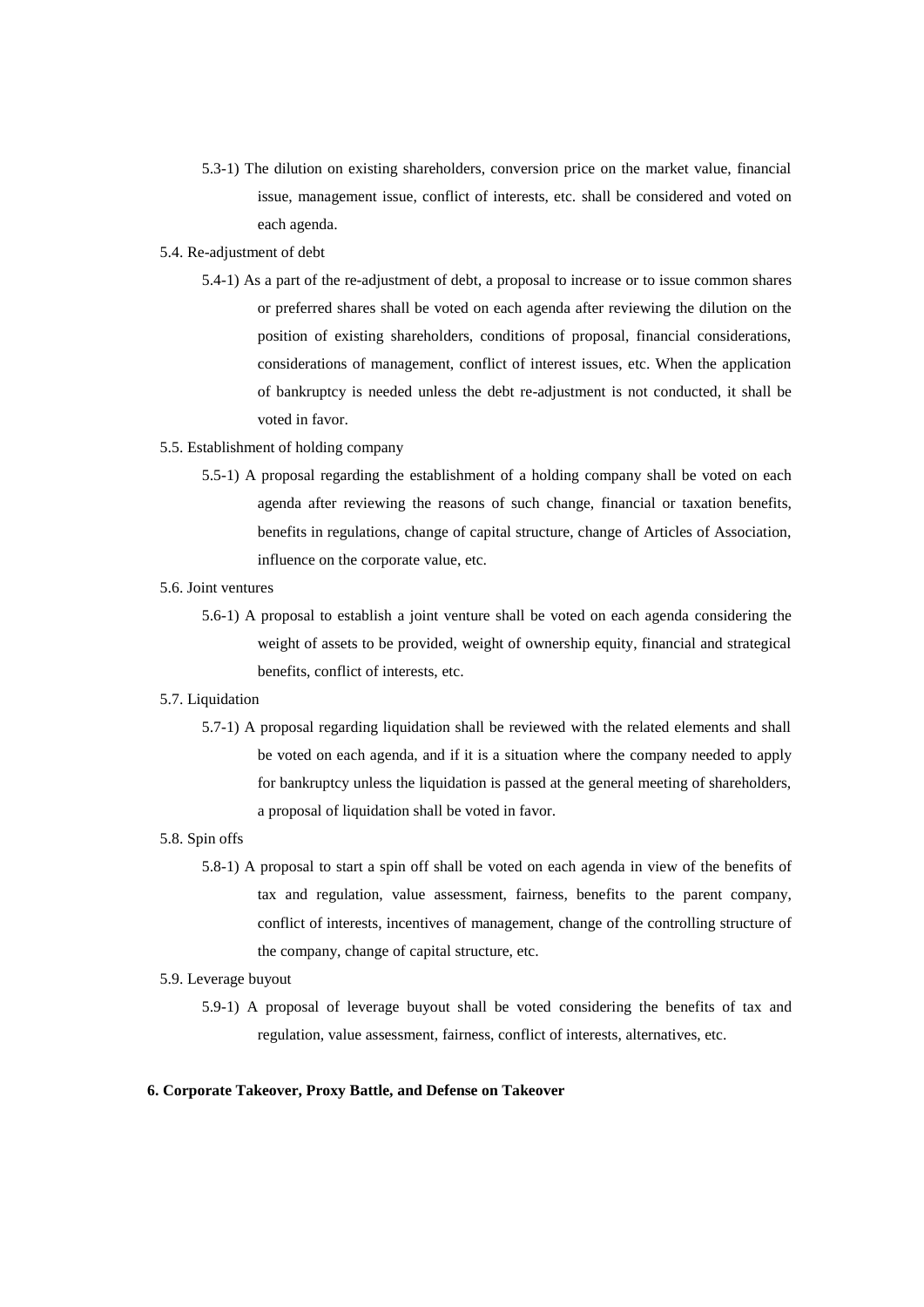5.3-1) The dilution on existing shareholders, conversion price on the market value, financial issue, management issue, conflict of interests, etc. shall be considered and voted on each agenda.

5.4. Re-adjustment of debt

5.4-1) As a part of the re-adjustment of debt, a proposal to increase or to issue common shares or preferred shares shall be voted on each agenda after reviewing the dilution on the position of existing shareholders, conditions of proposal, financial considerations, considerations of management, conflict of interest issues, etc. When the application of bankruptcy is needed unless the debt re-adjustment is not conducted, it shall be voted in favor.

5.5. Establishment of holding company

5.5-1) A proposal regarding the establishment of a holding company shall be voted on each agenda after reviewing the reasons of such change, financial or taxation benefits, benefits in regulations, change of capital structure, change of Articles of Association, influence on the corporate value, etc.

5.6. Joint ventures

5.6-1) A proposal to establish a joint venture shall be voted on each agenda considering the weight of assets to be provided, weight of ownership equity, financial and strategical benefits, conflict of interests, etc.

5.7. Liquidation

5.7-1) A proposal regarding liquidation shall be reviewed with the related elements and shall be voted on each agenda, and if it is a situation where the company needed to apply for bankruptcy unless the liquidation is passed at the general meeting of shareholders, a proposal of liquidation shall be voted in favor.

5.8. Spin offs

5.8-1) A proposal to start a spin off shall be voted on each agenda in view of the benefits of tax and regulation, value assessment, fairness, benefits to the parent company, conflict of interests, incentives of management, change of the controlling structure of the company, change of capital structure, etc.

5.9. Leverage buyout

5.9-1) A proposal of leverage buyout shall be voted considering the benefits of tax and regulation, value assessment, fairness, conflict of interests, alternatives, etc.

**6. Corporate Takeover, Proxy Battle, and Defense on Takeover**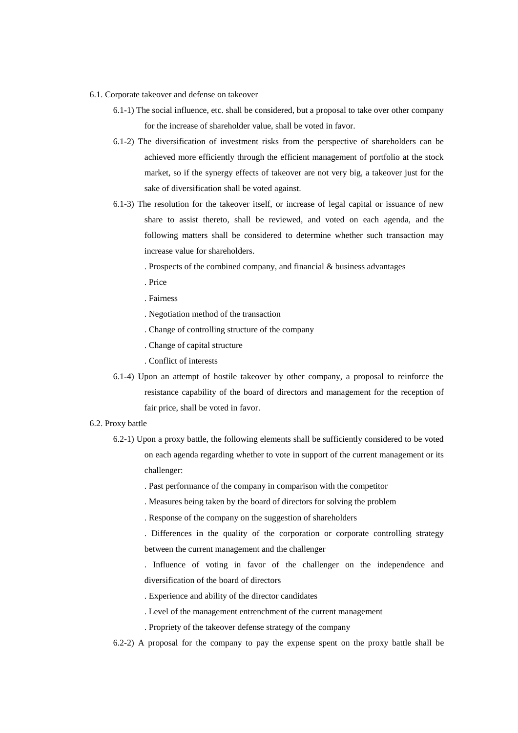6.1. Corporate takeover and defense on takeover

6.1-1) The social influence, etc. shall be considered, but a proposal to take over other company for the increase of shareholder value, shall be voted in favor.

6.1-2) The diversification of investment risks from the perspective of shareholders can be achieved more efficiently through the efficient management of portfolio at the stock market, so if the synergy effects of takeover are not very big, a takeover just for the sake of diversification shall be voted against.

6.1-3) The resolution for the takeover itself, or increase of legal capital or issuance of new share to assist thereto, shall be reviewed, and voted on each agenda, and the following matters shall be considered to determine whether such transaction may increase value for shareholders.

. Prospects of the combined company, and financial & business advantages

. Price

. Fairness

. Negotiation method of the transaction

. Change of controlling structure of the company

. Change of capital structure

. Conflict of interests

6.1-4) Upon an attempt of hostile takeover by other company, a proposal to reinforce the resistance capability of the board of directors and management for the reception of fair price, shall be voted in favor.

6.2. Proxy battle

6.2-1) Upon a proxy battle, the following elements shall be sufficiently considered to be voted on each agenda regarding whether to vote in support of the current management or its challenger:

. Past performance of the company in comparison with the competitor

. Measures being taken by the board of directors for solving the problem

. Response of the company on the suggestion of shareholders

. Differences in the quality of the corporation or corporate controlling strategy between the current management and the challenger

. Influence of voting in favor of the challenger on the independence and diversification of the board of directors

. Experience and ability of the director candidates

. Level of the management entrenchment of the current management

. Propriety of the takeover defense strategy of the company

6.2-2) A proposal for the company to pay the expense spent on the proxy battle shall be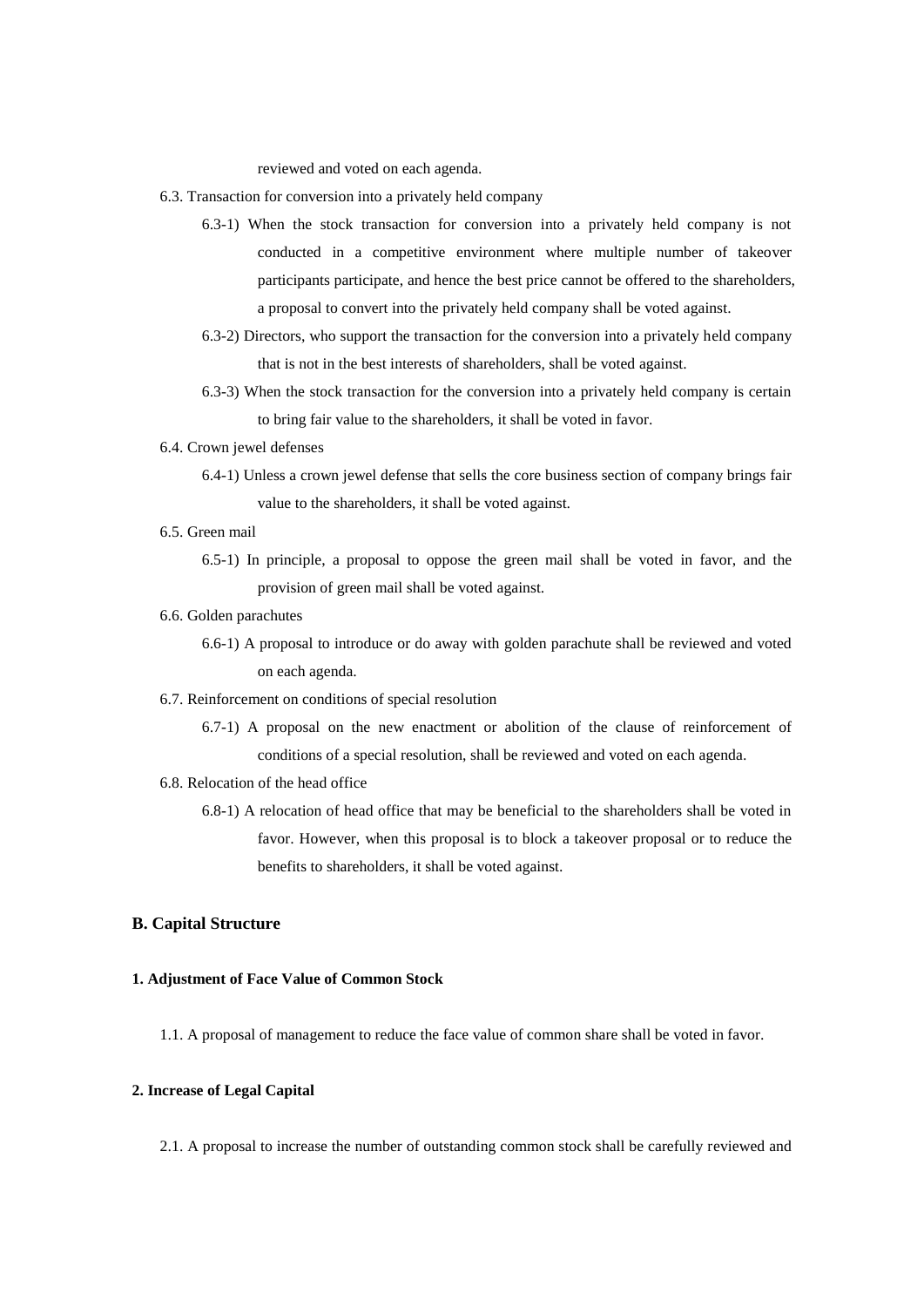reviewed and voted on each agenda.

6.3. Transaction for conversion into a privately held company

6.3-1) When the stock transaction for conversion into a privately held company is not conducted in a competitive environment where multiple number of takeover participants participate, and hence the best price cannot be offered to the shareholders, a proposal to convert into the privately held company shall be voted against.

6.3-2) Directors, who support the transaction for the conversion into a privately held company that is not in the best interests of shareholders, shall be voted against.

6.3-3) When the stock transaction for the conversion into a privately held company is certain to bring fair value to the shareholders, it shall be voted in favor.

6.4. Crown jewel defenses

6.4-1) Unless a crown jewel defense that sells the core business section of company brings fair value to the shareholders, it shall be voted against.

6.5. Green mail

6.5-1) In principle, a proposal to oppose the green mail shall be voted in favor, and the provision of green mail shall be voted against.

6.6. Golden parachutes

6.6-1) A proposal to introduce or do away with golden parachute shall be reviewed and voted on each agenda.

6.7. Reinforcement on conditions of special resolution

6.7-1) A proposal on the new enactment or abolition of the clause of reinforcement of conditions of a special resolution, shall be reviewed and voted on each agenda.

6.8. Relocation of the head office

6.8-1) A relocation of head office that may be beneficial to the shareholders shall be voted in favor. However, when this proposal is to block a takeover proposal or to reduce the benefits to shareholders, it shall be voted against.

## B. Capital Structure

### 1. Adjustment of Face Value of Common Stock

1.1. A proposal of management to reduce the face value of common share shall be voted in favor.

### 2. Increase of Legal Capital

2.1. A proposal to increase the number of outstanding common stock shall be carefully reviewed and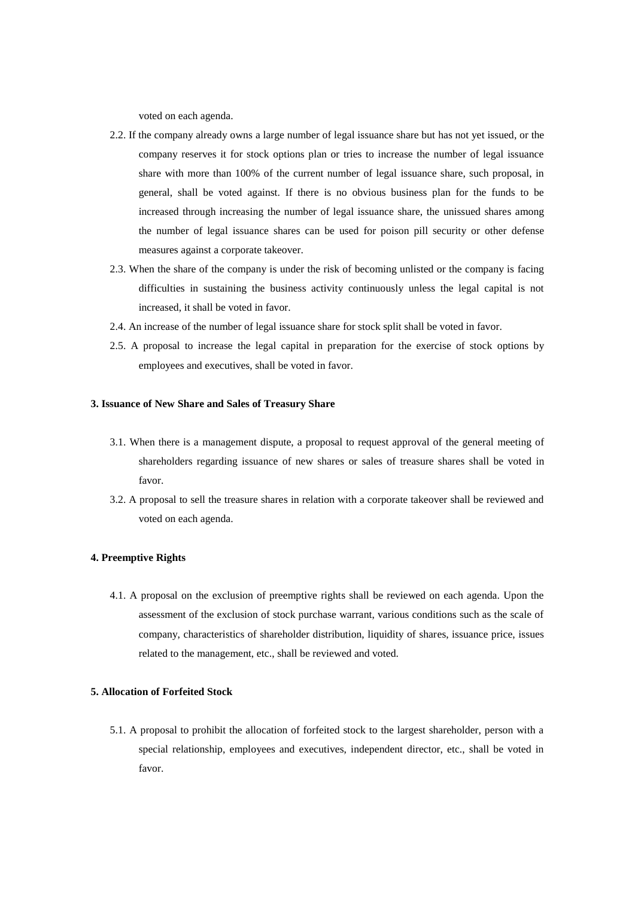voted on each agenda.

2.2. If the company already owns a large number of legal issuance share but has not yet issued, or the company reserves it for stock options plan or tries to increase the number of legal issuance share with more than 100% of the current number of legal issuance share, such proposal, in general, shall be voted against. If there is no obvious business plan for the funds to be increased through increasing the number of legal issuance share, the unissued shares among the number of legal issuance shares can be used for poison pill security or other defense measures against a corporate takeover.

2.3. When the share of the company is under the risk of becoming unlisted or the company is facing difficulties in sustaining the business activity continuously unless the legal capital is not increased, it shall be voted in favor.

2.4. An increase of the number of legal issuance share for stock split shall be voted in favor.

2.5. A proposal to increase the legal capital in preparation for the exercise of stock options by employees and executives, shall be voted in favor.

**3. Issuance of New Share and Sales of Treasury Share**

3.1. When there is a management dispute, a proposal to request approval of the general meeting of shareholders regarding issuance of new shares or sales of treasure shares shall be voted in favor.

3.2. A proposal to sell the treasure shares in relation with a corporate takeover shall be reviewed and voted on each agenda.

**4. Preemptive Rights**

4.1. A proposal on the exclusion of preemptive rights shall be reviewed on each agenda. Upon the assessment of the exclusion of stock purchase warrant, various conditions such as the scale of company, characteristics of shareholder distribution, liquidity of shares, issuance price, issues related to the management, etc., shall be reviewed and voted.

**5. Allocation of Forfeited Stock**

5.1. A proposal to prohibit the allocation of forfeited stock to the largest shareholder, person with a special relationship, employees and executives, independent director, etc., shall be voted in favor.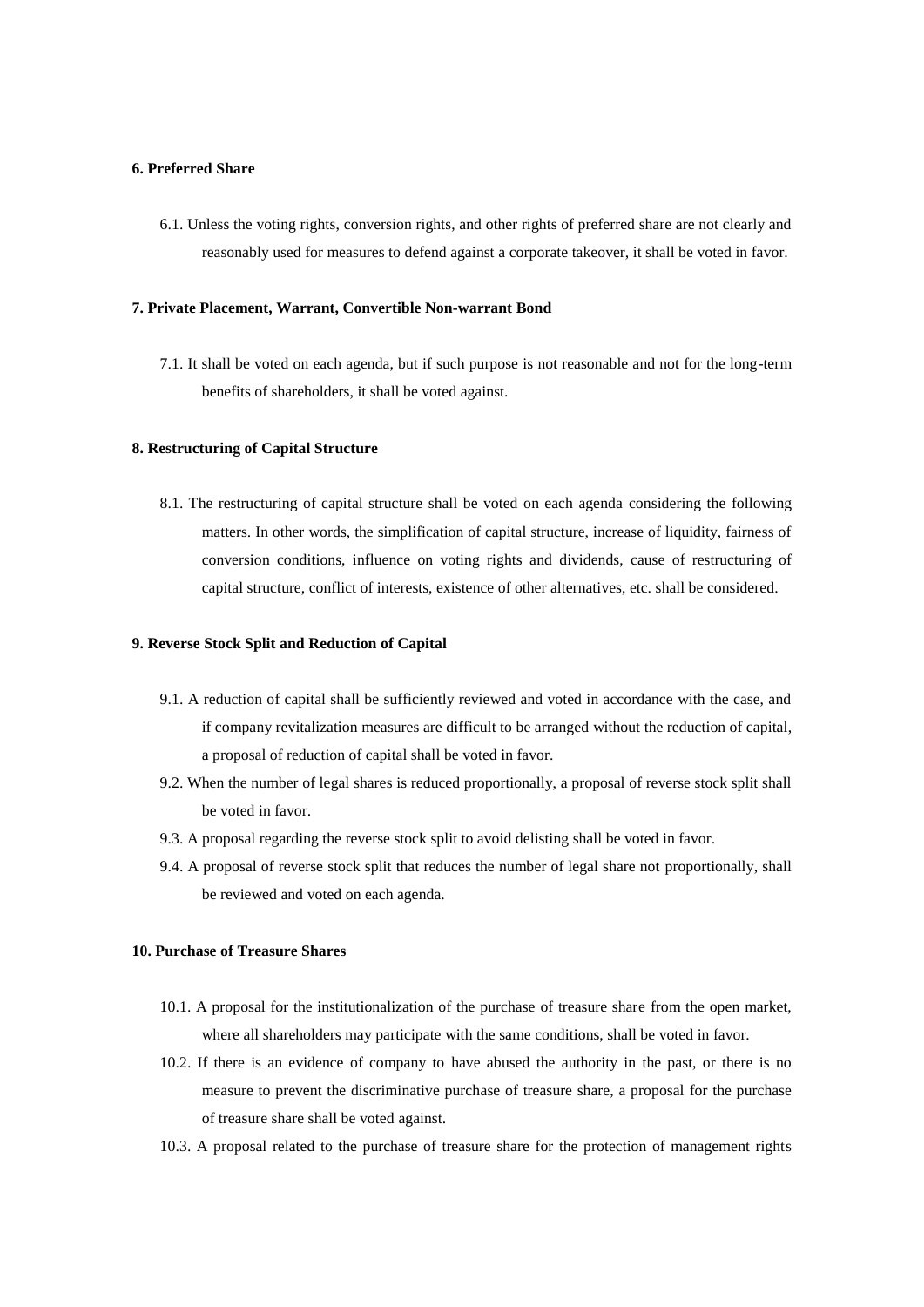**6. Preferred Share**

6.1. Unless the voting rights, conversion rights, and other rights of preferred share are not clearly and reasonably used for measures to defend against a corporate takeover, it shall be voted in favor.

**7. Private Placement, Warrant, Convertible Non-warrant Bond**

7.1. It shall be voted on each agenda, but if such purpose is not reasonable and not for the long-term benefits of shareholders, it shall be voted against.

**8. Restructuring of Capital Structure**

8.1. The restructuring of capital structure shall be voted on each agenda considering the following matters. In other words, the simplification of capital structure, increase of liquidity, fairness of conversion conditions, influence on voting rights and dividends, cause of restructuring of capital structure, conflict of interests, existence of other alternatives, etc. shall be considered.

**9. Reverse Stock Split and Reduction of Capital**

9.1. A reduction of capital shall be sufficiently reviewed and voted in accordance with the case, and if company revitalization measures are difficult to be arranged without the reduction of capital, a proposal of reduction of capital shall be voted in favor.

9.2. When the number of legal shares is reduced proportionally, a proposal of reverse stock split shall be voted in favor.

9.3. A proposal regarding the reverse stock split to avoid delisting shall be voted in favor.

9.4. A proposal of reverse stock split that reduces the number of legal share not proportionally, shall be reviewed and voted on each agenda.

**10. Purchase of Treasure Shares**

10.1. A proposal for the institutionalization of the purchase of treasure share from the open market, where all shareholders may participate with the same conditions, shall be voted in favor.

10.2. If there is an evidence of company to have abused the authority in the past, or there is no measure to prevent the discriminative purchase of treasure share, a proposal for the purchase of treasure share shall be voted against.

10.3. A proposal related to the purchase of treasure share for the protection of management rights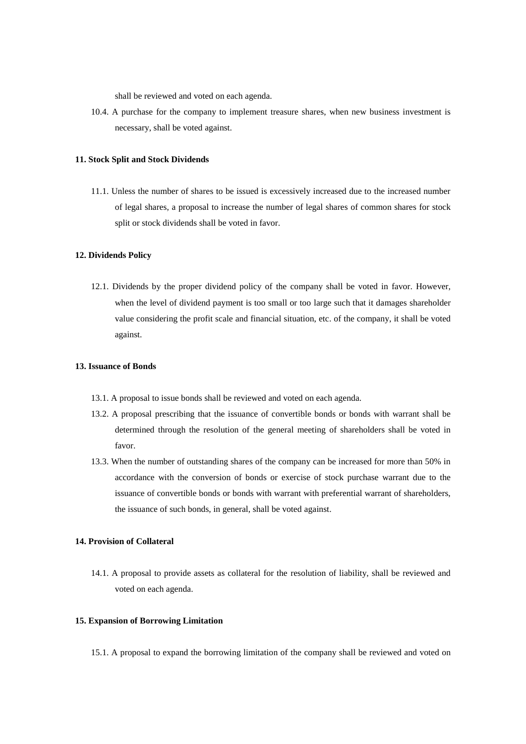shall be reviewed and voted on each agenda.

10.4. A purchase for the company to implement treasure shares, when new business investment is necessary, shall be voted against.

#### 11. Stock Split and Stock Dividends

11.1. Unless the number of shares to be issued is excessively increased due to the increased number of legal shares, a proposal to increase the number of legal shares of common shares for stock split or stock dividends shall be voted in favor.

#### 12. Dividends Policy

12.1. Dividends by the proper dividend policy of the company shall be voted in favor. However, when the level of dividend payment is too small or too large such that it damages shareholder value considering the profit scale and financial situation, etc. of the company, it shall be voted against.

#### 13. Issuance of Bonds

13.1. A proposal to issue bonds shall be reviewed and voted on each agenda.

13.2. A proposal prescribing that the issuance of convertible bonds or bonds with warrant shall be determined through the resolution of the general meeting of shareholders shall be voted in favor.

13.3. When the number of outstanding shares of the company can be increased for more than 50% in accordance with the conversion of bonds or exercise of stock purchase warrant due to the issuance of convertible bonds or bonds with warrant with preferential warrant of shareholders, the issuance of such bonds, in general, shall be voted against.

#### 14. Provision of Collateral

14.1. A proposal to provide assets as collateral for the resolution of liability, shall be reviewed and voted on each agenda.

#### 15. Expansion of Borrowing Limitation

15.1. A proposal to expand the borrowing limitation of the company shall be reviewed and voted on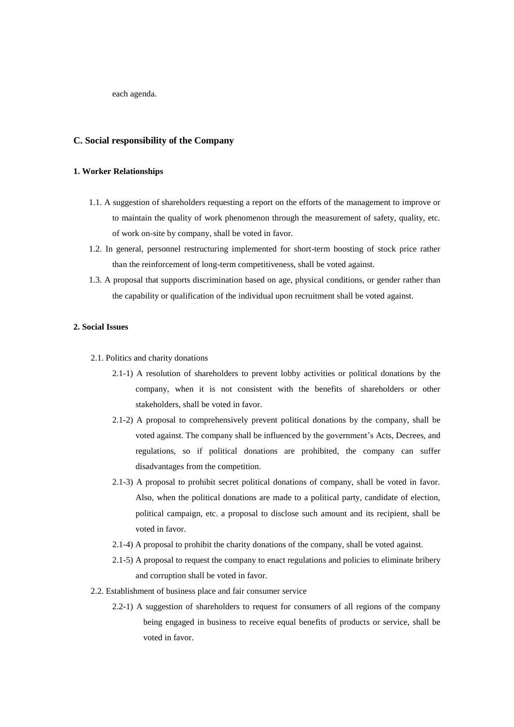each agenda.

## C. Social responsibility of the Company

### 1. Worker Relationships

1.1. A suggestion of shareholders requesting a report on the efforts of the management to improve or to maintain the quality of work phenomenon through the measurement of safety, quality, etc. of work on-site by company, shall be voted in favor.

1.2. In general, personnel restructuring implemented for short-term boosting of stock price rather than the reinforcement of long-term competitiveness, shall be voted against.

1.3. A proposal that supports discrimination based on age, physical conditions, or gender rather than the capability or qualification of the individual upon recruitment shall be voted against.

### 2. Social Issues

2.1. Politics and charity donations

2.1-1) A resolution of shareholders to prevent lobby activities or political donations by the company, when it is not consistent with the benefits of shareholders or other stakeholders, shall be voted in favor.

2.1-2) A proposal to comprehensively prevent political donations by the company, shall be voted against. The company shall be influenced by the government's Acts, Decrees, and regulations, so if political donations are prohibited, the company can suffer disadvantages from the competition.

2.1-3) A proposal to prohibit secret political donations of company, shall be voted in favor. Also, when the political donations are made to a political party, candidate of election, political campaign, etc. a proposal to disclose such amount and its recipient, shall be voted in favor.

2.1-4) A proposal to prohibit the charity donations of the company, shall be voted against.

2.1-5) A proposal to request the company to enact regulations and policies to eliminate bribery and corruption shall be voted in favor.

2.2. Establishment of business place and fair consumer service

2.2-1) A suggestion of shareholders to request for consumers of all regions of the company being engaged in business to receive equal benefits of products or service, shall be voted in favor.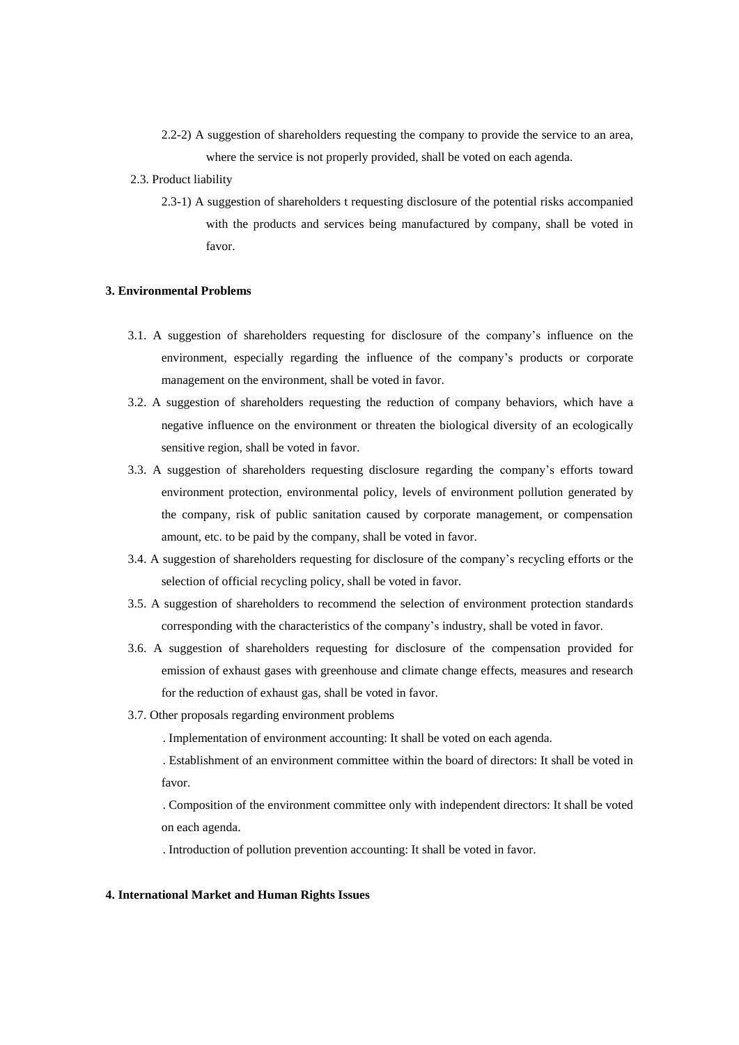2.2-2) A suggestion of shareholders requesting the company to provide the service to an area, where the service is not properly provided, shall be voted on each agenda.

2.3. Product liability

2.3-1) A suggestion of shareholders t requesting disclosure of the potential risks accompanied with the products and services being manufactured by company, shall be voted in favor.

**3. Environmental Problems**

3.1. A suggestion of shareholders requesting for disclosure of the company's influence on the environment, especially regarding the influence of the company's products or corporate management on the environment, shall be voted in favor.

3.2. A suggestion of shareholders requesting the reduction of company behaviors, which have a negative influence on the environment or threaten the biological diversity of an ecologically sensitive region, shall be voted in favor.

3.3. A suggestion of shareholders requesting disclosure regarding the company's efforts toward environment protection, environmental policy, levels of environment pollution generated by the company, risk of public sanitation caused by corporate management, or compensation amount, etc. to be paid by the company, shall be voted in favor.

3.4. A suggestion of shareholders requesting for disclosure of the company's recycling efforts or the selection of official recycling policy, shall be voted in favor.

3.5. A suggestion of shareholders to recommend the selection of environment protection standards corresponding with the characteristics of the company's industry, shall be voted in favor.

3.6. A suggestion of shareholders requesting for disclosure of the compensation provided for emission of exhaust gases with greenhouse and climate change effects, measures and research for the reduction of exhaust gas, shall be voted in favor.

3.7. Other proposals regarding environment problems

. Implementation of environment accounting: It shall be voted on each agenda.

. Establishment of an environment committee within the board of directors: It shall be voted in favor.

. Composition of the environment committee only with independent directors: It shall be voted on each agenda.

. Introduction of pollution prevention accounting: It shall be voted in favor.

**4. International Market and Human Rights Issues**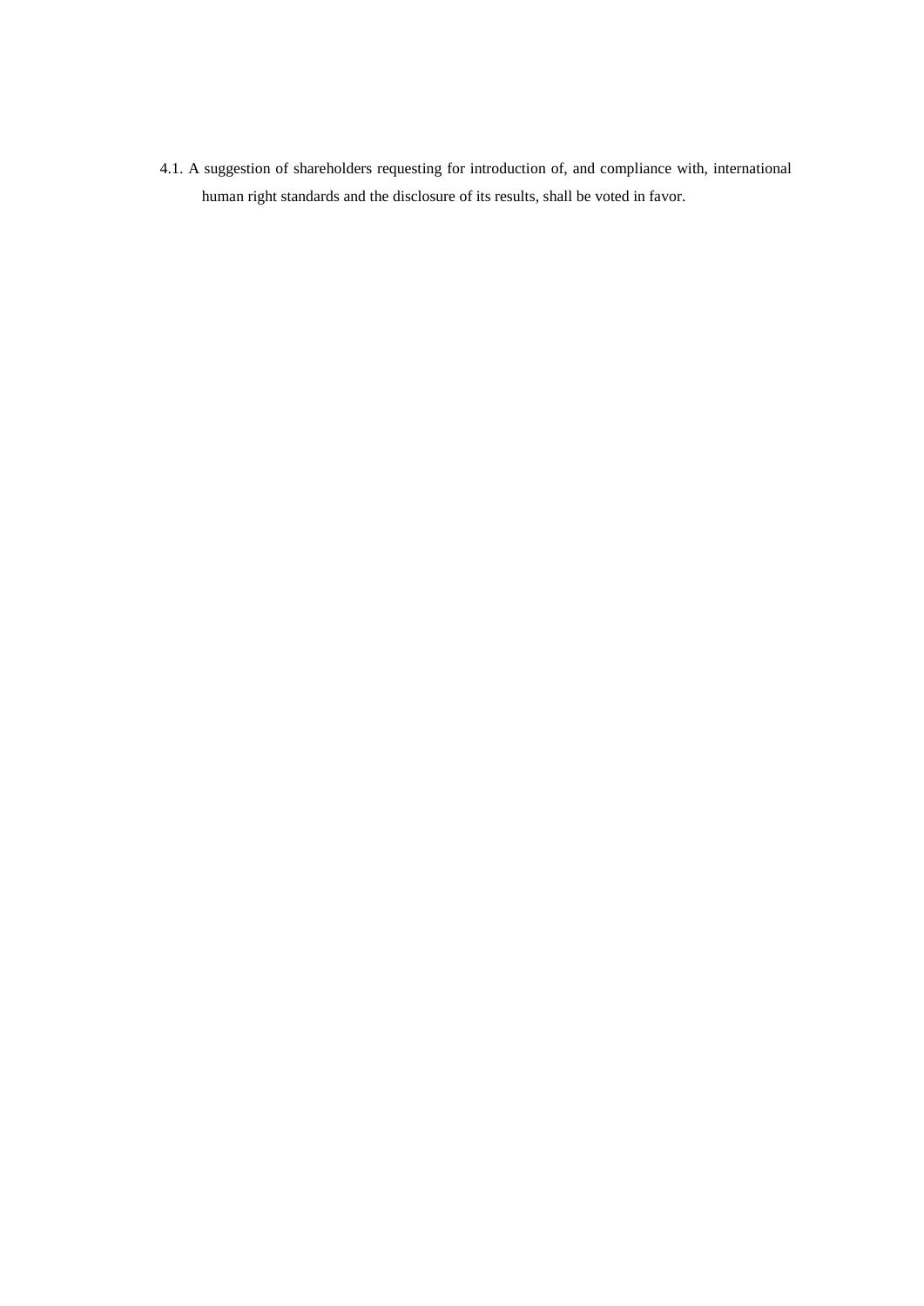4.1. A suggestion of shareholders requesting for introduction of, and compliance with, international human right standards and the disclosure of its results, shall be voted in favor.